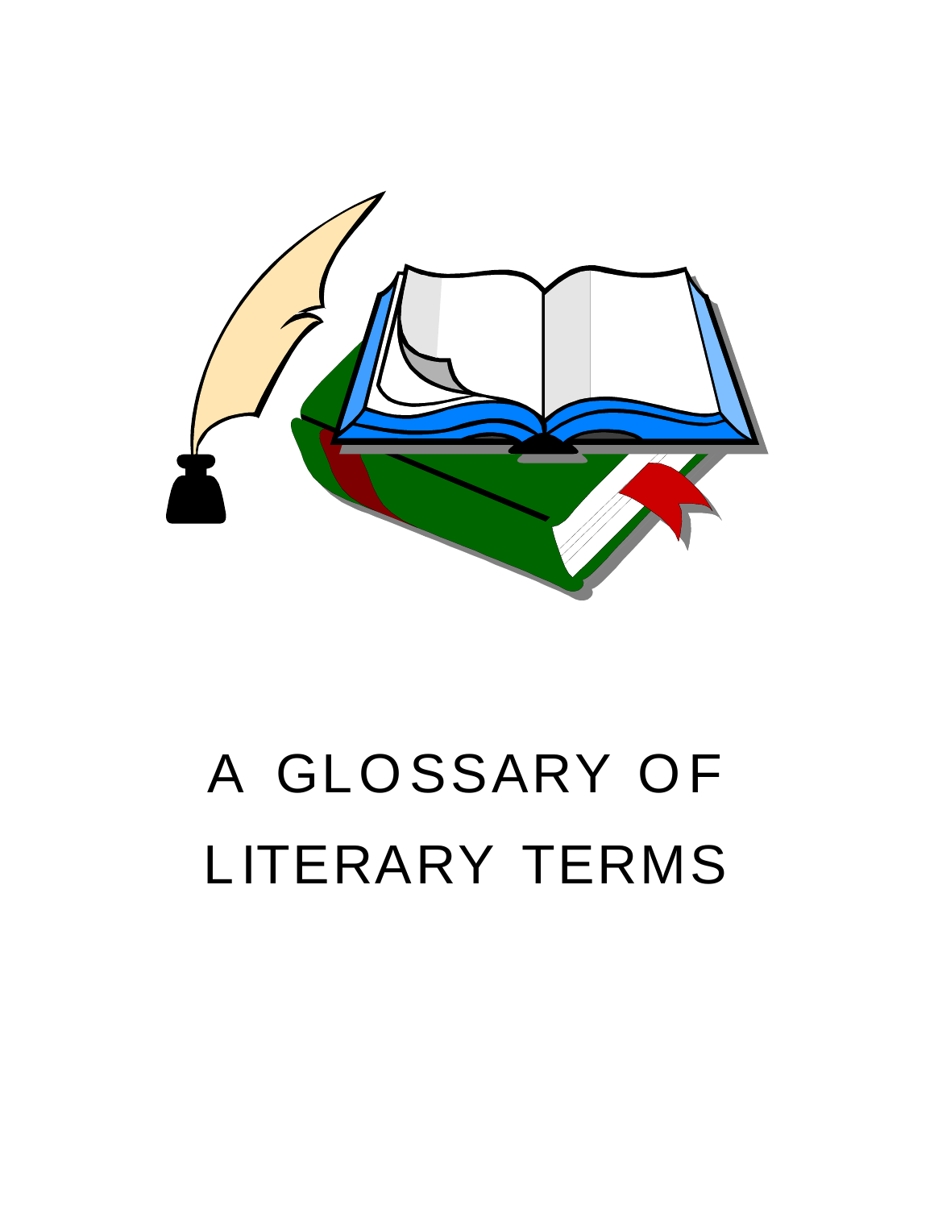# A GLOSSARY OF LITERARY TERMS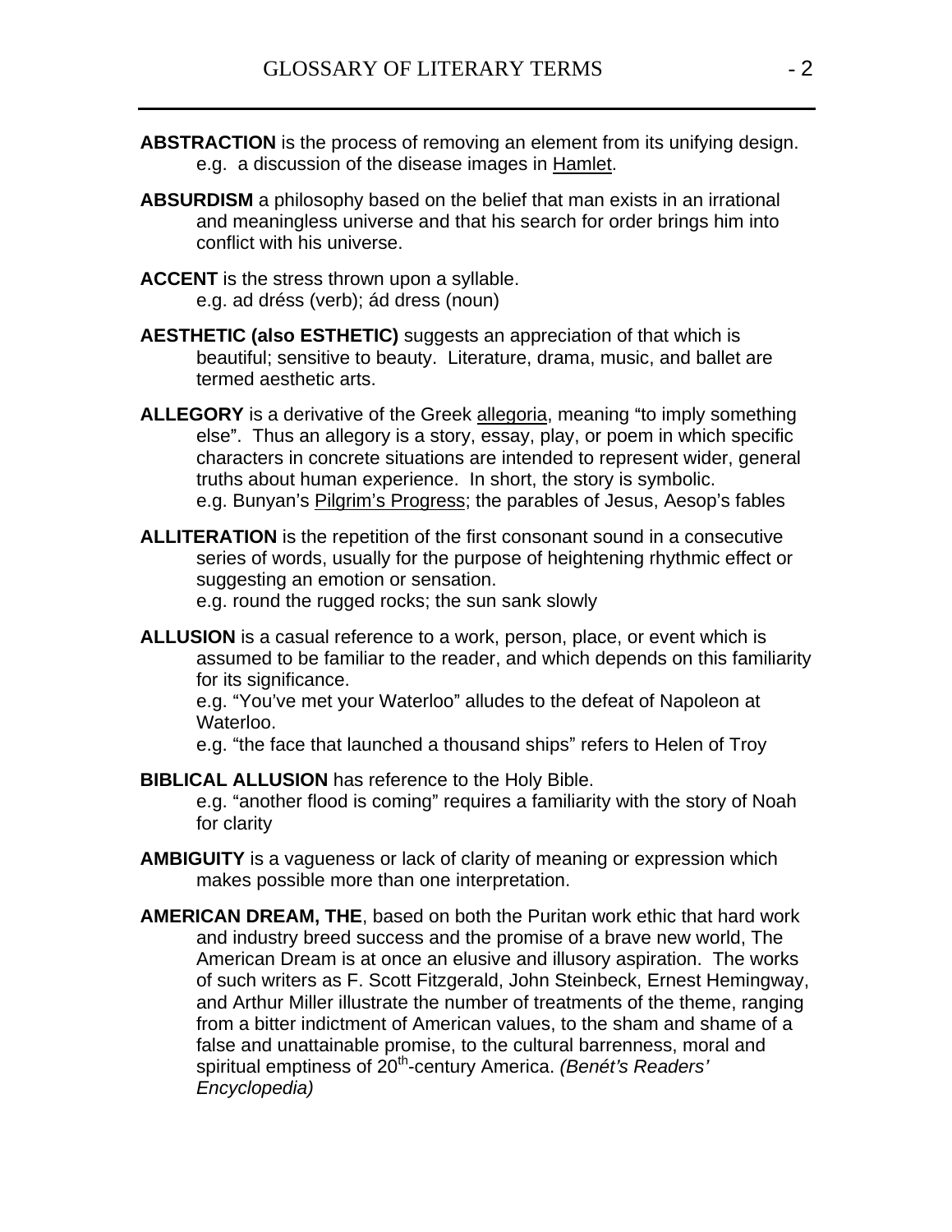**ABSTRACTION** is the process of removing an element from its unifying design.
e.g. a discussion of the disease images in Hamlet.

**ABSURDISM** a philosophy based on the belief that man exists in an irrational and meaningless universe and that his search for order brings him into conflict with his universe.

**ACCENT** is the stress thrown upon a syllable.
e.g. ad dréss (verb); ád dress (noun)

**AESTHETIC (also ESTHETIC)** suggests an appreciation of that which is beautiful; sensitive to beauty. Literature, drama, music, and ballet are termed aesthetic arts.

**ALLEGORY** is a derivative of the Greek allegoria, meaning "to imply something else". Thus an allegory is a story, essay, play, or poem in which specific characters in concrete situations are intended to represent wider, general truths about human experience. In short, the story is symbolic.
e.g. Bunyan's Pilgrim's Progress; the parables of Jesus, Aesop's fables

**ALLITERATION** is the repetition of the first consonant sound in a consecutive series of words, usually for the purpose of heightening rhythmic effect or suggesting an emotion or sensation.
e.g. round the rugged rocks; the sun sank slowly

**ALLUSION** is a casual reference to a work, person, place, or event which is assumed to be familiar to the reader, and which depends on this familiarity for its significance.
e.g. "You've met your Waterloo" alludes to the defeat of Napoleon at Waterloo.
e.g. "the face that launched a thousand ships" refers to Helen of Troy

**BIBLICAL ALLUSION** has reference to the Holy Bible.
e.g. "another flood is coming" requires a familiarity with the story of Noah for clarity

**AMBIGUITY** is a vagueness or lack of clarity of meaning or expression which makes possible more than one interpretation.

**AMERICAN DREAM, THE**, based on both the Puritan work ethic that hard work and industry breed success and the promise of a brave new world, The American Dream is at once an elusive and illusory aspiration. The works of such writers as F. Scott Fitzgerald, John Steinbeck, Ernest Hemingway, and Arthur Miller illustrate the number of treatments of the theme, ranging from a bitter indictment of American values, to the sham and shame of a false and unattainable promise, to the cultural barrenness, moral and spiritual emptiness of 20th-century America. *(Benét's Readers' Encyclopedia)*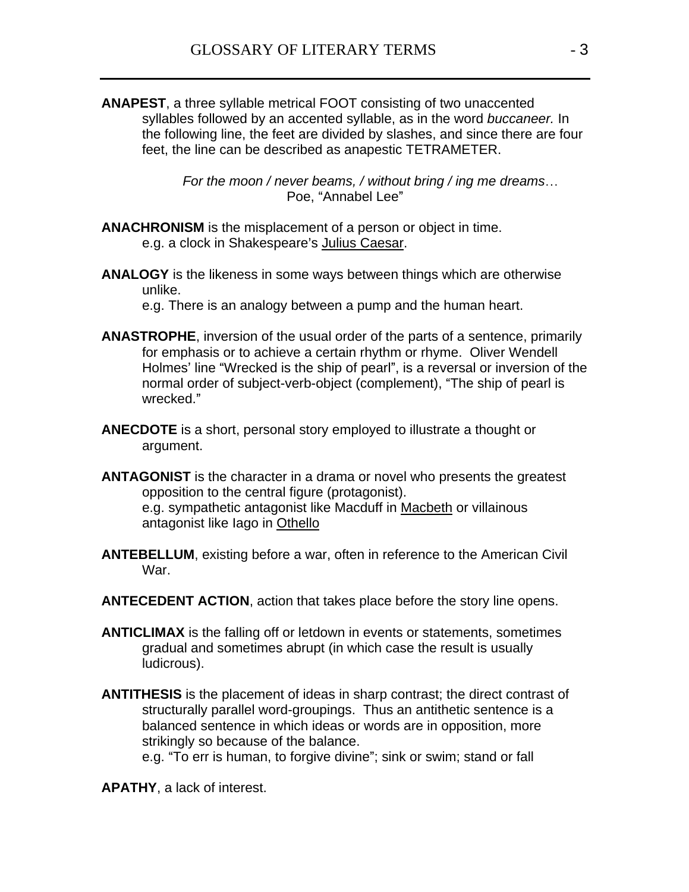**ANAPEST**, a three syllable metrical FOOT consisting of two unaccented syllables followed by an accented syllable, as in the word *buccaneer.* In the following line, the feet are divided by slashes, and since there are four feet, the line can be described as anapestic TETRAMETER.

> *For the moon / never beams, / without bring / ing me dreams…*
> Poe, "Annabel Lee"

**ANACHRONISM** is the misplacement of a person or object in time.
e.g. a clock in Shakespeare's Julius Caesar.

**ANALOGY** is the likeness in some ways between things which are otherwise unlike.
e.g. There is an analogy between a pump and the human heart.

**ANASTROPHE**, inversion of the usual order of the parts of a sentence, primarily for emphasis or to achieve a certain rhythm or rhyme. Oliver Wendell Holmes' line "Wrecked is the ship of pearl", is a reversal or inversion of the normal order of subject-verb-object (complement), "The ship of pearl is wrecked."

**ANECDOTE** is a short, personal story employed to illustrate a thought or argument.

**ANTAGONIST** is the character in a drama or novel who presents the greatest opposition to the central figure (protagonist).
e.g. sympathetic antagonist like Macduff in Macbeth or villainous antagonist like Iago in Othello

**ANTEBELLUM**, existing before a war, often in reference to the American Civil War.

**ANTECEDENT ACTION**, action that takes place before the story line opens.

**ANTICLIMAX** is the falling off or letdown in events or statements, sometimes gradual and sometimes abrupt (in which case the result is usually ludicrous).

**ANTITHESIS** is the placement of ideas in sharp contrast; the direct contrast of structurally parallel word-groupings. Thus an antithetic sentence is a balanced sentence in which ideas or words are in opposition, more strikingly so because of the balance.
e.g. "To err is human, to forgive divine"; sink or swim; stand or fall

**APATHY**, a lack of interest.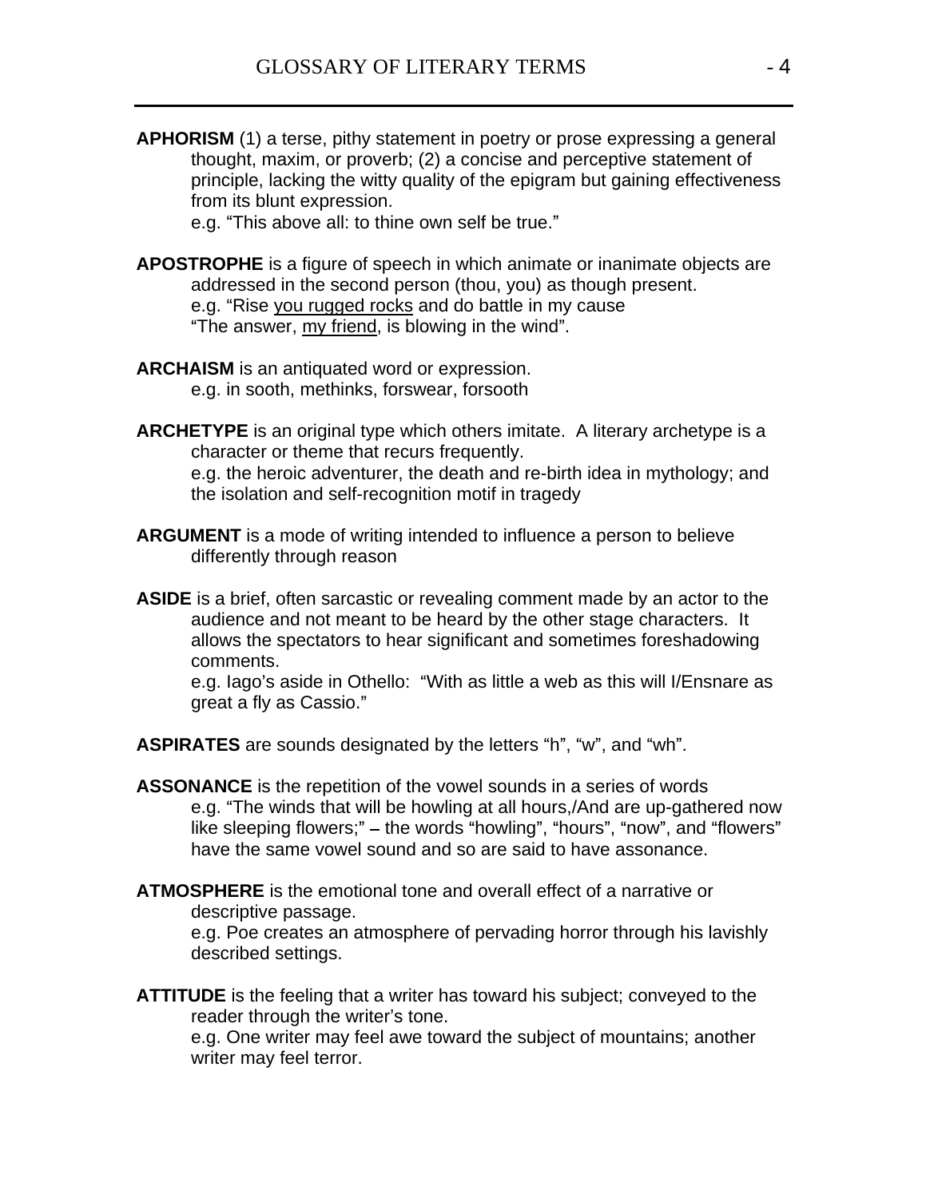**APHORISM** (1) a terse, pithy statement in poetry or prose expressing a general thought, maxim, or proverb; (2) a concise and perceptive statement of principle, lacking the witty quality of the epigram but gaining effectiveness from its blunt expression.
e.g. “This above all: to thine own self be true.”

**APOSTROPHE** is a figure of speech in which animate or inanimate objects are addressed in the second person (thou, you) as though present.
e.g. “Rise <u>you rugged rocks</u> and do battle in my cause
“The answer, <u>my friend</u>, is blowing in the wind”.

**ARCHAISM** is an antiquated word or expression.
e.g. in sooth, methinks, forswear, forsooth

**ARCHETYPE** is an original type which others imitate. A literary archetype is a character or theme that recurs frequently.
e.g. the heroic adventurer, the death and re-birth idea in mythology; and the isolation and self-recognition motif in tragedy

**ARGUMENT** is a mode of writing intended to influence a person to believe differently through reason

**ASIDE** is a brief, often sarcastic or revealing comment made by an actor to the audience and not meant to be heard by the other stage characters. It allows the spectators to hear significant and sometimes foreshadowing comments.
e.g. Iago’s aside in Othello: “With as little a web as this will I/Ensnare as great a fly as Cassio.”

**ASPIRATES** are sounds designated by the letters “h”, “w”, and “wh”.

**ASSONANCE** is the repetition of the vowel sounds in a series of words
e.g. “The winds that will be howling at all hours,/And are up-gathered now like sleeping flowers;” – the words “howling”, “hours”, “now”, and “flowers” have the same vowel sound and so are said to have assonance.

**ATMOSPHERE** is the emotional tone and overall effect of a narrative or descriptive passage.
e.g. Poe creates an atmosphere of pervading horror through his lavishly described settings.

**ATTITUDE** is the feeling that a writer has toward his subject; conveyed to the reader through the writer’s tone.
e.g. One writer may feel awe toward the subject of mountains; another writer may feel terror.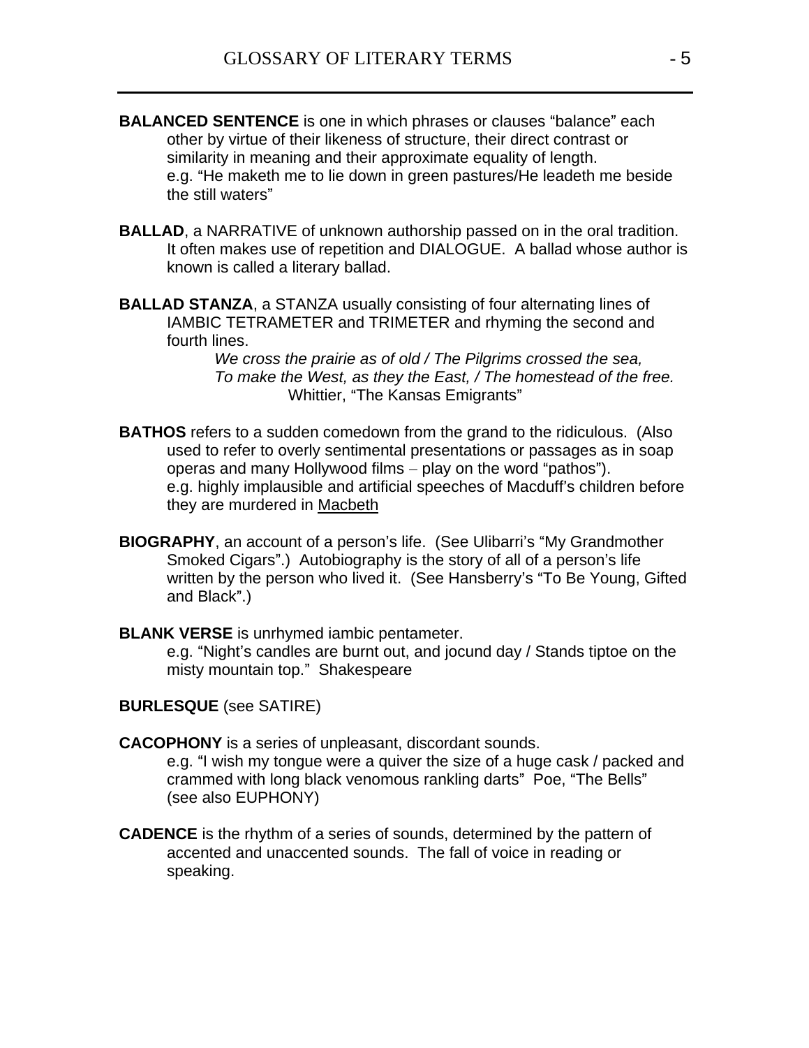**BALANCED SENTENCE** is one in which phrases or clauses "balance" each other by virtue of their likeness of structure, their direct contrast or similarity in meaning and their approximate equality of length.
e.g. "He maketh me to lie down in green pastures/He leadeth me beside the still waters"

**BALLAD**, a NARRATIVE of unknown authorship passed on in the oral tradition. It often makes use of repetition and DIALOGUE. A ballad whose author is known is called a literary ballad.

**BALLAD STANZA**, a STANZA usually consisting of four alternating lines of IAMBIC TETRAMETER and TRIMETER and rhyming the second and fourth lines.

*We cross the prairie as of old / The Pilgrims crossed the sea,*
*To make the West, as they the East, / The homestead of the free.*
Whittier, "The Kansas Emigrants"

**BATHOS** refers to a sudden comedown from the grand to the ridiculous. (Also used to refer to overly sentimental presentations or passages as in soap operas and many Hollywood films – play on the word "pathos").
e.g. highly implausible and artificial speeches of Macduff's children before they are murdered in Macbeth

**BIOGRAPHY**, an account of a person's life. (See Ulibarri's "My Grandmother Smoked Cigars".) Autobiography is the story of all of a person's life written by the person who lived it. (See Hansberry's "To Be Young, Gifted and Black".)

**BLANK VERSE** is unrhymed iambic pentameter.
e.g. "Night's candles are burnt out, and jocund day / Stands tiptoe on the misty mountain top." Shakespeare

**BURLESQUE** (see SATIRE)

**CACOPHONY** is a series of unpleasant, discordant sounds.
e.g. "I wish my tongue were a quiver the size of a huge cask / packed and crammed with long black venomous rankling darts" Poe, "The Bells"
(see also EUPHONY)

**CADENCE** is the rhythm of a series of sounds, determined by the pattern of accented and unaccented sounds. The fall of voice in reading or speaking.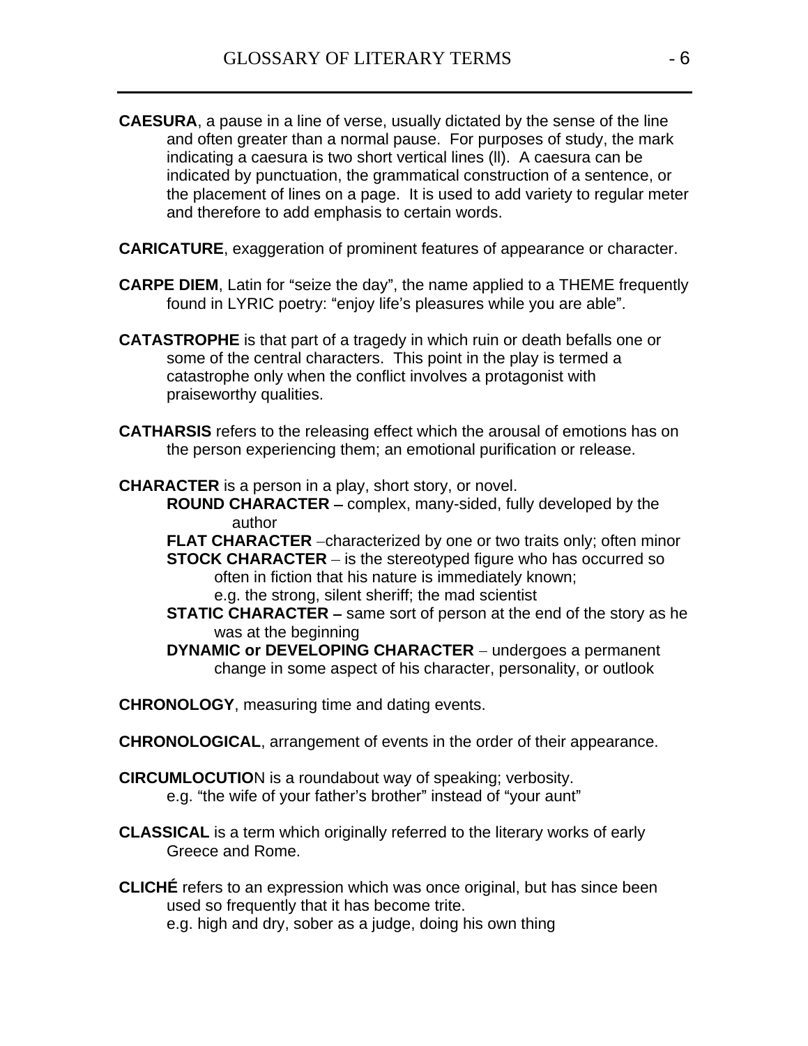**CAESURA**, a pause in a line of verse, usually dictated by the sense of the line and often greater than a normal pause. For purposes of study, the mark indicating a caesura is two short vertical lines (ll). A caesura can be indicated by punctuation, the grammatical construction of a sentence, or the placement of lines on a page. It is used to add variety to regular meter and therefore to add emphasis to certain words.

**CARICATURE**, exaggeration of prominent features of appearance or character.

**CARPE DIEM**, Latin for "seize the day", the name applied to a THEME frequently found in LYRIC poetry: "enjoy life's pleasures while you are able".

**CATASTROPHE** is that part of a tragedy in which ruin or death befalls one or some of the central characters. This point in the play is termed a catastrophe only when the conflict involves a protagonist with praiseworthy qualities.

**CATHARSIS** refers to the releasing effect which the arousal of emotions has on the person experiencing them; an emotional purification or release.

**CHARACTER** is a person in a play, short story, or novel.

- **ROUND CHARACTER –** complex, many-sided, fully developed by the author
- **FLAT CHARACTER** –characterized by one or two traits only; often minor
- **STOCK CHARACTER** – is the stereotyped figure who has occurred so often in fiction that his nature is immediately known; e.g. the strong, silent sheriff; the mad scientist
- **STATIC CHARACTER –** same sort of person at the end of the story as he was at the beginning
- **DYNAMIC or DEVELOPING CHARACTER** – undergoes a permanent change in some aspect of his character, personality, or outlook

**CHRONOLOGY**, measuring time and dating events.

**CHRONOLOGICAL**, arrangement of events in the order of their appearance.

**CIRCUMLOCUTIO**N is a roundabout way of speaking; verbosity.
e.g. "the wife of your father's brother" instead of "your aunt"

**CLASSICAL** is a term which originally referred to the literary works of early Greece and Rome.

**CLICHÉ** refers to an expression which was once original, but has since been used so frequently that it has become trite.
e.g. high and dry, sober as a judge, doing his own thing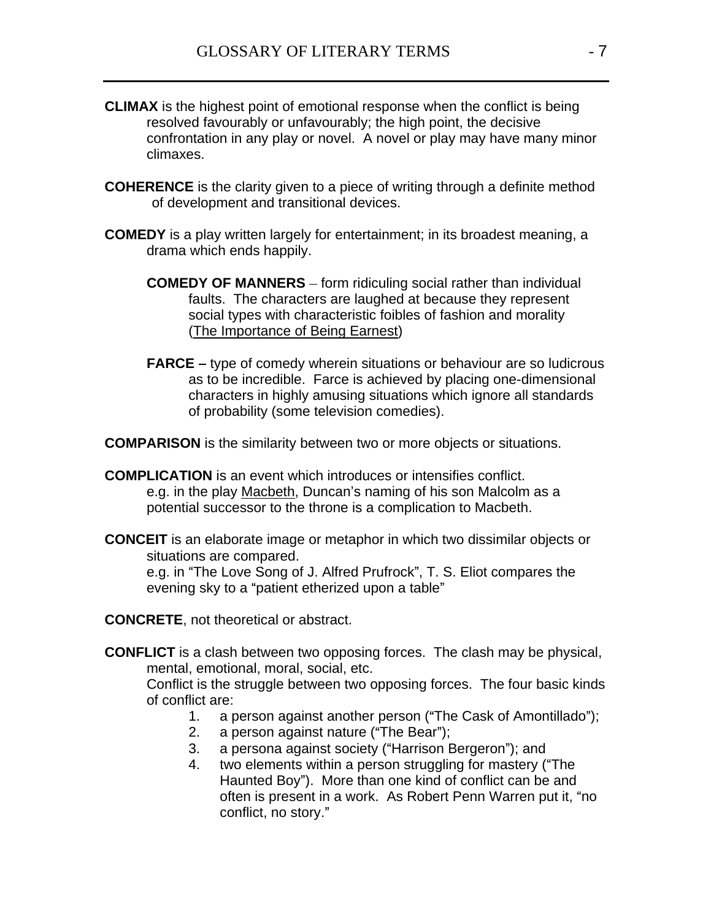**CLIMAX** is the highest point of emotional response when the conflict is being resolved favourably or unfavourably; the high point, the decisive confrontation in any play or novel. A novel or play may have many minor climaxes.

**COHERENCE** is the clarity given to a piece of writing through a definite method of development and transitional devices.

**COMEDY** is a play written largely for entertainment; in its broadest meaning, a drama which ends happily.

> **COMEDY OF MANNERS** – form ridiculing social rather than individual faults. The characters are laughed at because they represent social types with characteristic foibles of fashion and morality (<u>The Importance of Being Earnest</u>)
>
> **FARCE –** type of comedy wherein situations or behaviour are so ludicrous as to be incredible. Farce is achieved by placing one-dimensional characters in highly amusing situations which ignore all standards of probability (some television comedies).

**COMPARISON** is the similarity between two or more objects or situations.

**COMPLICATION** is an event which introduces or intensifies conflict.
e.g. in the play <u>Macbeth</u>, Duncan's naming of his son Malcolm as a potential successor to the throne is a complication to Macbeth.

**CONCEIT** is an elaborate image or metaphor in which two dissimilar objects or situations are compared.
e.g. in "The Love Song of J. Alfred Prufrock", T. S. Eliot compares the evening sky to a "patient etherized upon a table"

**CONCRETE**, not theoretical or abstract.

**CONFLICT** is a clash between two opposing forces. The clash may be physical, mental, emotional, moral, social, etc.
Conflict is the struggle between two opposing forces. The four basic kinds of conflict are:

1. a person against another person ("The Cask of Amontillado");
2. a person against nature ("The Bear");
3. a persona against society ("Harrison Bergeron"); and
4. two elements within a person struggling for mastery ("The Haunted Boy"). More than one kind of conflict can be and often is present in a work. As Robert Penn Warren put it, "no conflict, no story."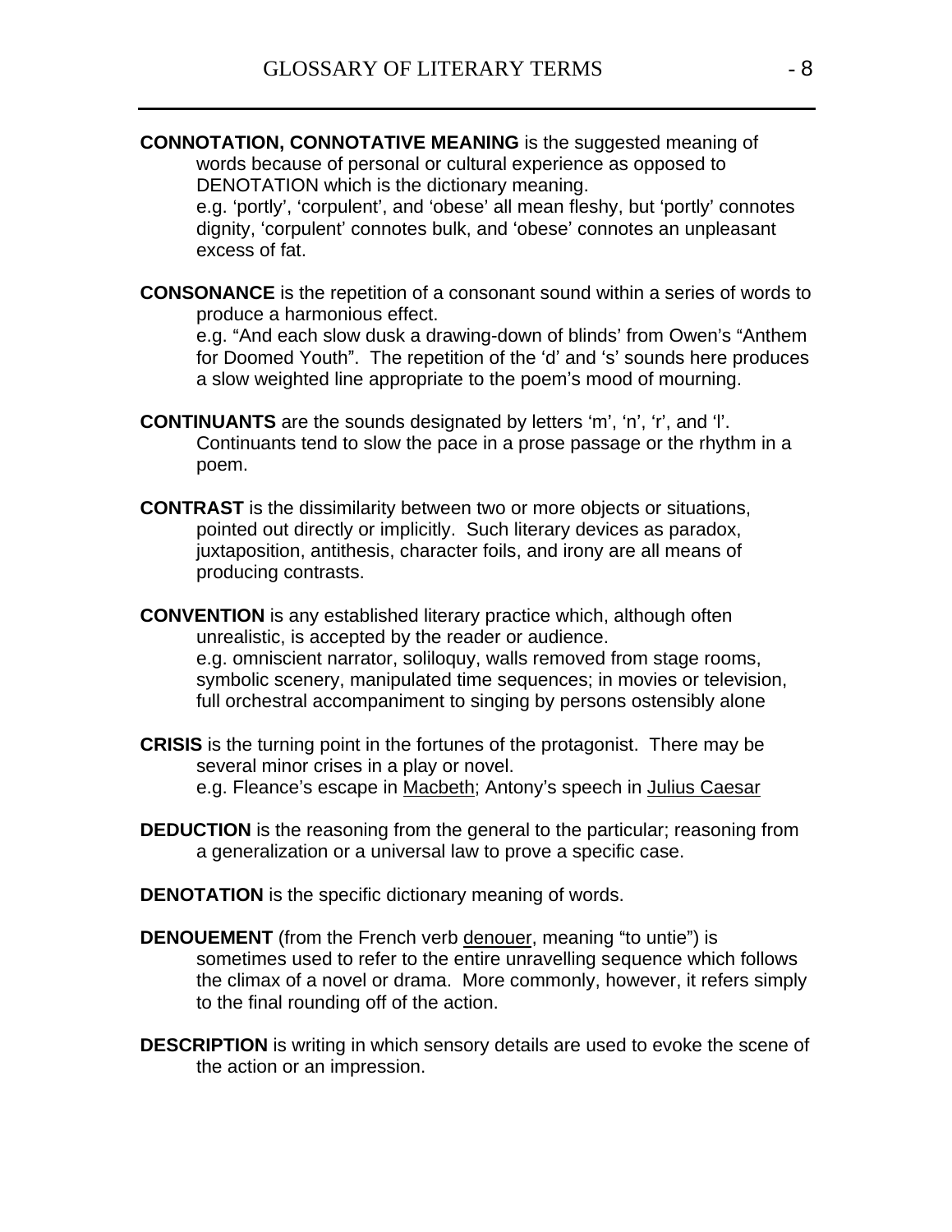**CONNOTATION, CONNOTATIVE MEANING** is the suggested meaning of words because of personal or cultural experience as opposed to DENOTATION which is the dictionary meaning.
e.g. 'portly', 'corpulent', and 'obese' all mean fleshy, but 'portly' connotes dignity, 'corpulent' connotes bulk, and 'obese' connotes an unpleasant excess of fat.

**CONSONANCE** is the repetition of a consonant sound within a series of words to produce a harmonious effect.
e.g. "And each slow dusk a drawing-down of blinds' from Owen's "Anthem for Doomed Youth". The repetition of the 'd' and 's' sounds here produces a slow weighted line appropriate to the poem's mood of mourning.

**CONTINUANTS** are the sounds designated by letters 'm', 'n', 'r', and 'l'. Continuants tend to slow the pace in a prose passage or the rhythm in a poem.

**CONTRAST** is the dissimilarity between two or more objects or situations, pointed out directly or implicitly. Such literary devices as paradox, juxtaposition, antithesis, character foils, and irony are all means of producing contrasts.

**CONVENTION** is any established literary practice which, although often unrealistic, is accepted by the reader or audience.
e.g. omniscient narrator, soliloquy, walls removed from stage rooms, symbolic scenery, manipulated time sequences; in movies or television, full orchestral accompaniment to singing by persons ostensibly alone

**CRISIS** is the turning point in the fortunes of the protagonist. There may be several minor crises in a play or novel.
e.g. Fleance's escape in <u>Macbeth</u>; Antony's speech in <u>Julius Caesar</u>

**DEDUCTION** is the reasoning from the general to the particular; reasoning from a generalization or a universal law to prove a specific case.

**DENOTATION** is the specific dictionary meaning of words.

**DENOUEMENT** (from the French verb <u>denouer</u>, meaning "to untie") is sometimes used to refer to the entire unravelling sequence which follows the climax of a novel or drama. More commonly, however, it refers simply to the final rounding off of the action.

**DESCRIPTION** is writing in which sensory details are used to evoke the scene of the action or an impression.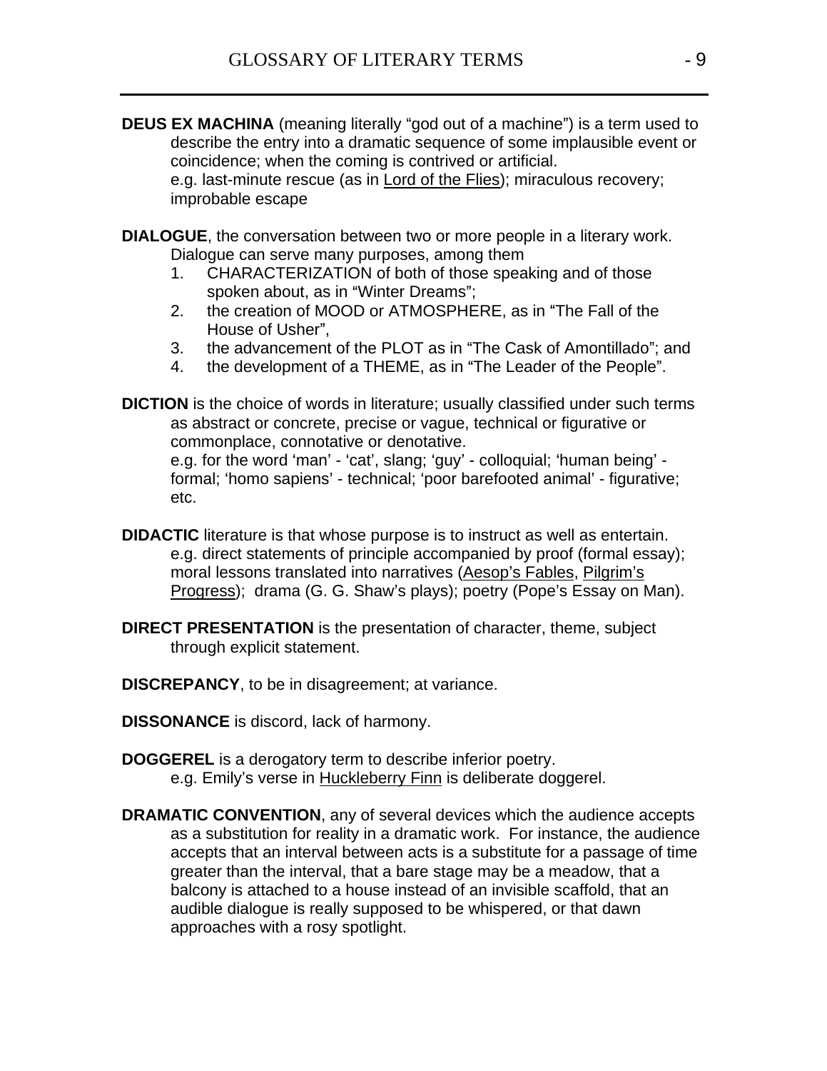**DEUS EX MACHINA** (meaning literally "god out of a machine") is a term used to describe the entry into a dramatic sequence of some implausible event or coincidence; when the coming is contrived or artificial.
e.g. last-minute rescue (as in Lord of the Flies); miraculous recovery; improbable escape

**DIALOGUE**, the conversation between two or more people in a literary work. Dialogue can serve many purposes, among them

1. CHARACTERIZATION of both of those speaking and of those spoken about, as in "Winter Dreams";
2. the creation of MOOD or ATMOSPHERE, as in "The Fall of the House of Usher",
3. the advancement of the PLOT as in "The Cask of Amontillado"; and
4. the development of a THEME, as in "The Leader of the People".

**DICTION** is the choice of words in literature; usually classified under such terms as abstract or concrete, precise or vague, technical or figurative or commonplace, connotative or denotative.
e.g. for the word 'man' - 'cat', slang; 'guy' - colloquial; 'human being' - formal; 'homo sapiens' - technical; 'poor barefooted animal' - figurative; etc.

**DIDACTIC** literature is that whose purpose is to instruct as well as entertain.
e.g. direct statements of principle accompanied by proof (formal essay); moral lessons translated into narratives (Aesop's Fables, Pilgrim's Progress); drama (G. G. Shaw's plays); poetry (Pope's Essay on Man).

**DIRECT PRESENTATION** is the presentation of character, theme, subject through explicit statement.

**DISCREPANCY**, to be in disagreement; at variance.

**DISSONANCE** is discord, lack of harmony.

**DOGGEREL** is a derogatory term to describe inferior poetry.
e.g. Emily's verse in Huckleberry Finn is deliberate doggerel.

**DRAMATIC CONVENTION**, any of several devices which the audience accepts as a substitution for reality in a dramatic work. For instance, the audience accepts that an interval between acts is a substitute for a passage of time greater than the interval, that a bare stage may be a meadow, that a balcony is attached to a house instead of an invisible scaffold, that an audible dialogue is really supposed to be whispered, or that dawn approaches with a rosy spotlight.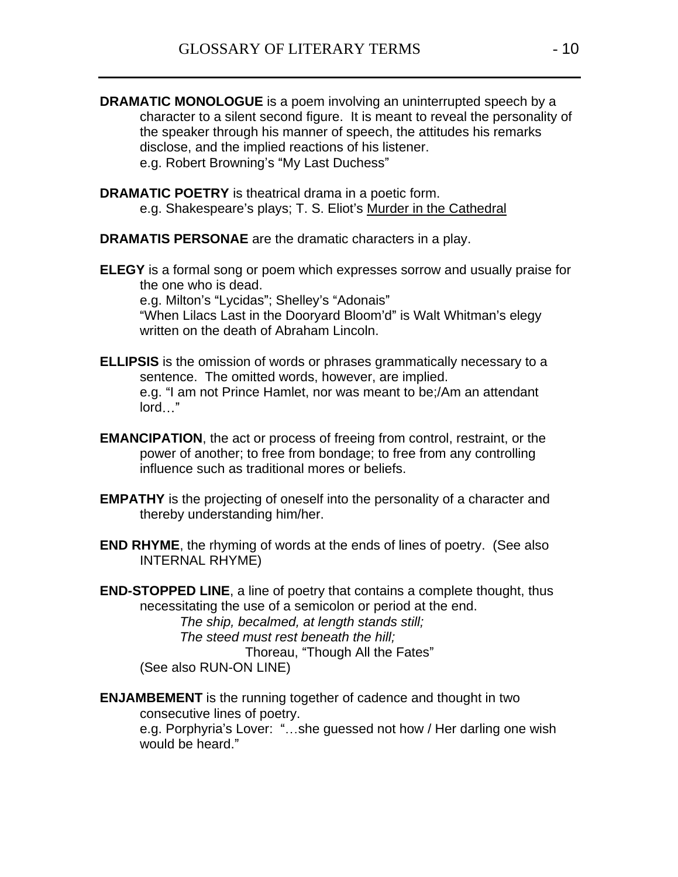**DRAMATIC MONOLOGUE** is a poem involving an uninterrupted speech by a character to a silent second figure. It is meant to reveal the personality of the speaker through his manner of speech, the attitudes his remarks disclose, and the implied reactions of his listener.
e.g. Robert Browning's "My Last Duchess"

**DRAMATIC POETRY** is theatrical drama in a poetic form.
e.g. Shakespeare's plays; T. S. Eliot's <u>Murder in the Cathedral</u>

**DRAMATIS PERSONAE** are the dramatic characters in a play.

**ELEGY** is a formal song or poem which expresses sorrow and usually praise for the one who is dead.
e.g. Milton's "Lycidas"; Shelley's "Adonais"
"When Lilacs Last in the Dooryard Bloom'd" is Walt Whitman's elegy written on the death of Abraham Lincoln.

**ELLIPSIS** is the omission of words or phrases grammatically necessary to a sentence. The omitted words, however, are implied.
e.g. "I am not Prince Hamlet, nor was meant to be;/Am an attendant lord…"

**EMANCIPATION**, the act or process of freeing from control, restraint, or the power of another; to free from bondage; to free from any controlling influence such as traditional mores or beliefs.

**EMPATHY** is the projecting of oneself into the personality of a character and thereby understanding him/her.

**END RHYME**, the rhyming of words at the ends of lines of poetry. (See also INTERNAL RHYME)

**END-STOPPED LINE**, a line of poetry that contains a complete thought, thus necessitating the use of a semicolon or period at the end.

*The ship, becalmed, at length stands still;*
*The steed must rest beneath the hill;*
Thoreau, "Though All the Fates"

(See also RUN-ON LINE)

**ENJAMBEMENT** is the running together of cadence and thought in two consecutive lines of poetry.
e.g. Porphyria's Lover: "…she guessed not how / Her darling one wish would be heard."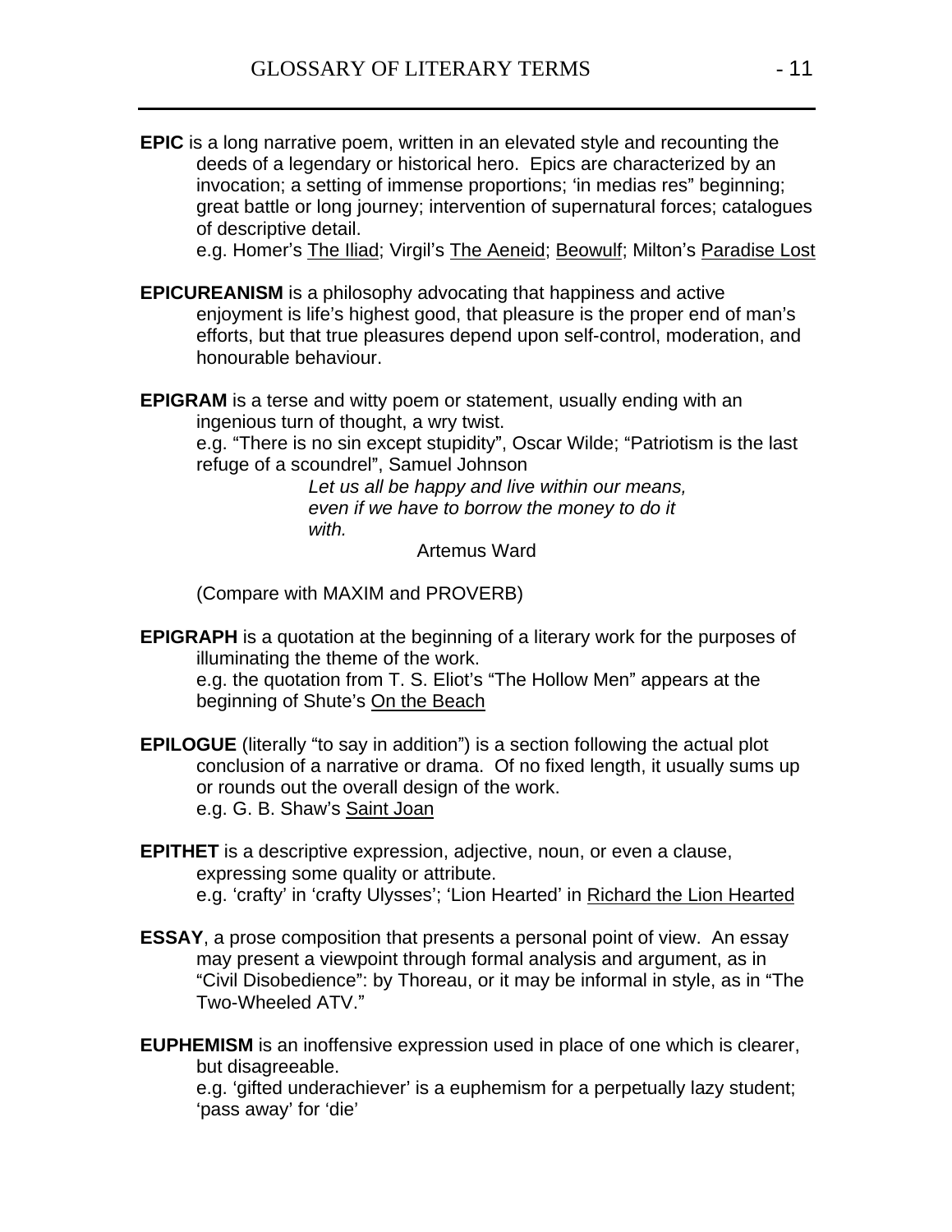**EPIC** is a long narrative poem, written in an elevated style and recounting the deeds of a legendary or historical hero. Epics are characterized by an invocation; a setting of immense proportions; 'in medias res" beginning; great battle or long journey; intervention of supernatural forces; catalogues of descriptive detail.
e.g. Homer's The Iliad; Virgil's The Aeneid; Beowulf; Milton's Paradise Lost

**EPICUREANISM** is a philosophy advocating that happiness and active enjoyment is life's highest good, that pleasure is the proper end of man's efforts, but that true pleasures depend upon self-control, moderation, and honourable behaviour.

**EPIGRAM** is a terse and witty poem or statement, usually ending with an ingenious turn of thought, a wry twist.
e.g. "There is no sin except stupidity", Oscar Wilde; "Patriotism is the last refuge of a scoundrel", Samuel Johnson

*Let us all be happy and live within our means,*
*even if we have to borrow the money to do it*
*with.*

Artemus Ward

(Compare with MAXIM and PROVERB)

**EPIGRAPH** is a quotation at the beginning of a literary work for the purposes of illuminating the theme of the work.
e.g. the quotation from T. S. Eliot's "The Hollow Men" appears at the beginning of Shute's On the Beach

**EPILOGUE** (literally "to say in addition") is a section following the actual plot conclusion of a narrative or drama. Of no fixed length, it usually sums up or rounds out the overall design of the work.
e.g. G. B. Shaw's Saint Joan

**EPITHET** is a descriptive expression, adjective, noun, or even a clause, expressing some quality or attribute.
e.g. 'crafty' in 'crafty Ulysses'; 'Lion Hearted' in Richard the Lion Hearted

**ESSAY**, a prose composition that presents a personal point of view. An essay may present a viewpoint through formal analysis and argument, as in "Civil Disobedience": by Thoreau, or it may be informal in style, as in "The Two-Wheeled ATV."

**EUPHEMISM** is an inoffensive expression used in place of one which is clearer, but disagreeable.
e.g. 'gifted underachiever' is a euphemism for a perpetually lazy student; 'pass away' for 'die'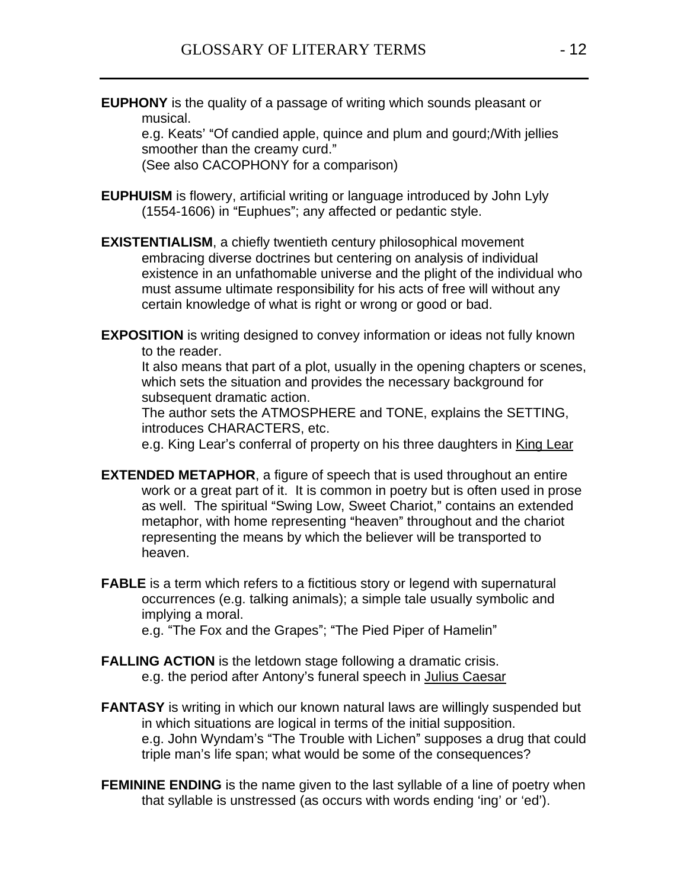**EUPHONY** is the quality of a passage of writing which sounds pleasant or musical.
e.g. Keats' "Of candied apple, quince and plum and gourd;/With jellies smoother than the creamy curd."
(See also CACOPHONY for a comparison)

**EUPHUISM** is flowery, artificial writing or language introduced by John Lyly (1554-1606) in "Euphues"; any affected or pedantic style.

**EXISTENTIALISM**, a chiefly twentieth century philosophical movement embracing diverse doctrines but centering on analysis of individual existence in an unfathomable universe and the plight of the individual who must assume ultimate responsibility for his acts of free will without any certain knowledge of what is right or wrong or good or bad.

**EXPOSITION** is writing designed to convey information or ideas not fully known to the reader.
It also means that part of a plot, usually in the opening chapters or scenes, which sets the situation and provides the necessary background for subsequent dramatic action.
The author sets the ATMOSPHERE and TONE, explains the SETTING, introduces CHARACTERS, etc.
e.g. King Lear's conferral of property on his three daughters in King Lear

**EXTENDED METAPHOR**, a figure of speech that is used throughout an entire work or a great part of it. It is common in poetry but is often used in prose as well. The spiritual "Swing Low, Sweet Chariot," contains an extended metaphor, with home representing "heaven" throughout and the chariot representing the means by which the believer will be transported to heaven.

**FABLE** is a term which refers to a fictitious story or legend with supernatural occurrences (e.g. talking animals); a simple tale usually symbolic and implying a moral.
e.g. "The Fox and the Grapes"; "The Pied Piper of Hamelin"

**FALLING ACTION** is the letdown stage following a dramatic crisis.
e.g. the period after Antony's funeral speech in Julius Caesar

**FANTASY** is writing in which our known natural laws are willingly suspended but in which situations are logical in terms of the initial supposition.
e.g. John Wyndam's "The Trouble with Lichen" supposes a drug that could triple man's life span; what would be some of the consequences?

**FEMININE ENDING** is the name given to the last syllable of a line of poetry when that syllable is unstressed (as occurs with words ending 'ing' or 'ed').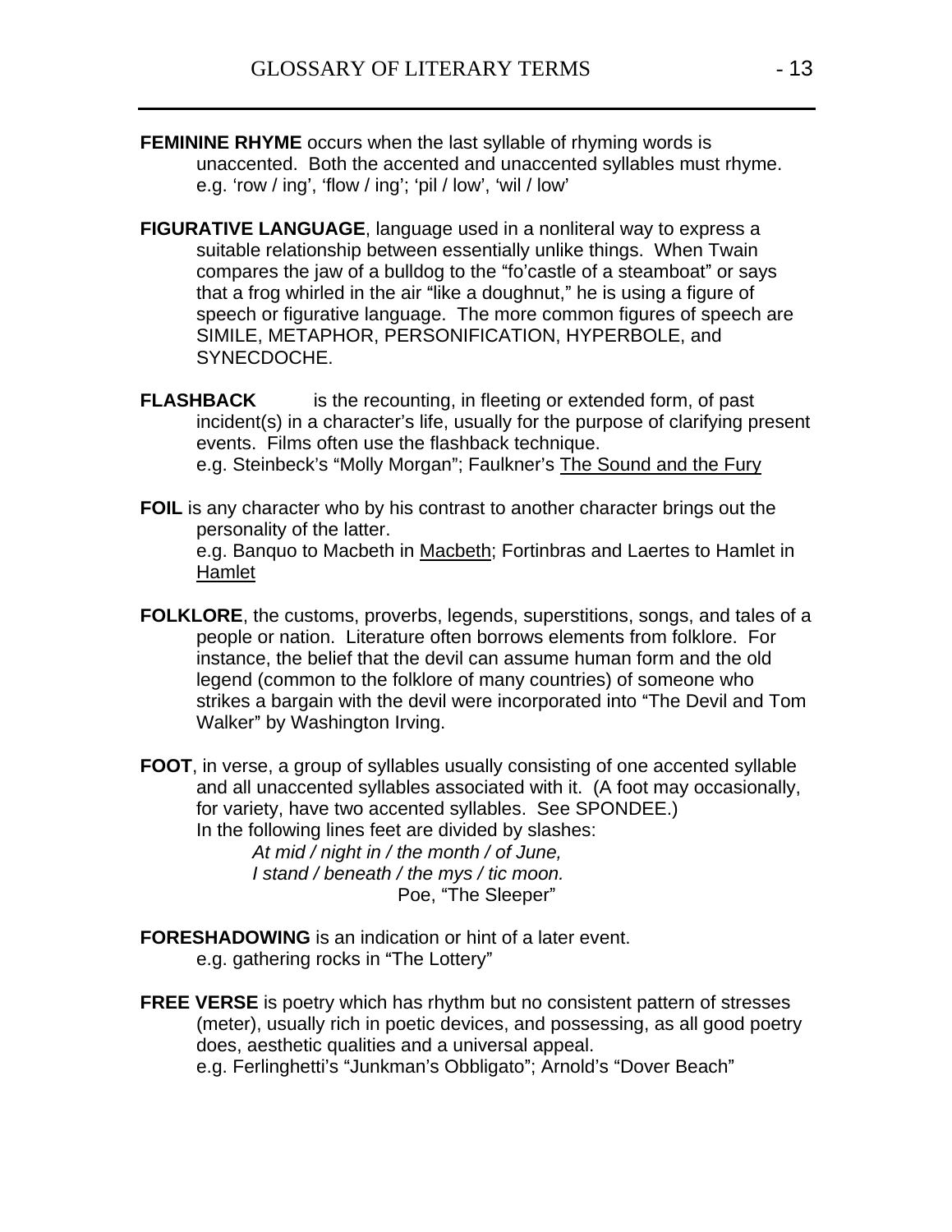**FEMININE RHYME** occurs when the last syllable of rhyming words is unaccented. Both the accented and unaccented syllables must rhyme.
e.g. 'row / ing', 'flow / ing'; 'pil / low', 'wil / low'

**FIGURATIVE LANGUAGE**, language used in a nonliteral way to express a suitable relationship between essentially unlike things. When Twain compares the jaw of a bulldog to the "fo'castle of a steamboat" or says that a frog whirled in the air "like a doughnut," he is using a figure of speech or figurative language. The more common figures of speech are SIMILE, METAPHOR, PERSONIFICATION, HYPERBOLE, and SYNECDOCHE.

**FLASHBACK** is the recounting, in fleeting or extended form, of past incident(s) in a character's life, usually for the purpose of clarifying present events. Films often use the flashback technique.
e.g. Steinbeck's "Molly Morgan"; Faulkner's The Sound and the Fury

**FOIL** is any character who by his contrast to another character brings out the personality of the latter.
e.g. Banquo to Macbeth in Macbeth; Fortinbras and Laertes to Hamlet in Hamlet

**FOLKLORE**, the customs, proverbs, legends, superstitions, songs, and tales of a people or nation. Literature often borrows elements from folklore. For instance, the belief that the devil can assume human form and the old legend (common to the folklore of many countries) of someone who strikes a bargain with the devil were incorporated into "The Devil and Tom Walker" by Washington Irving.

**FOOT**, in verse, a group of syllables usually consisting of one accented syllable and all unaccented syllables associated with it. (A foot may occasionally, for variety, have two accented syllables. See SPONDEE.)
In the following lines feet are divided by slashes:

*At mid / night in / the month / of June,*
*I stand / beneath / the mys / tic moon.*
Poe, "The Sleeper"

**FORESHADOWING** is an indication or hint of a later event.
e.g. gathering rocks in "The Lottery"

**FREE VERSE** is poetry which has rhythm but no consistent pattern of stresses (meter), usually rich in poetic devices, and possessing, as all good poetry does, aesthetic qualities and a universal appeal.
e.g. Ferlinghetti's "Junkman's Obbligato"; Arnold's "Dover Beach"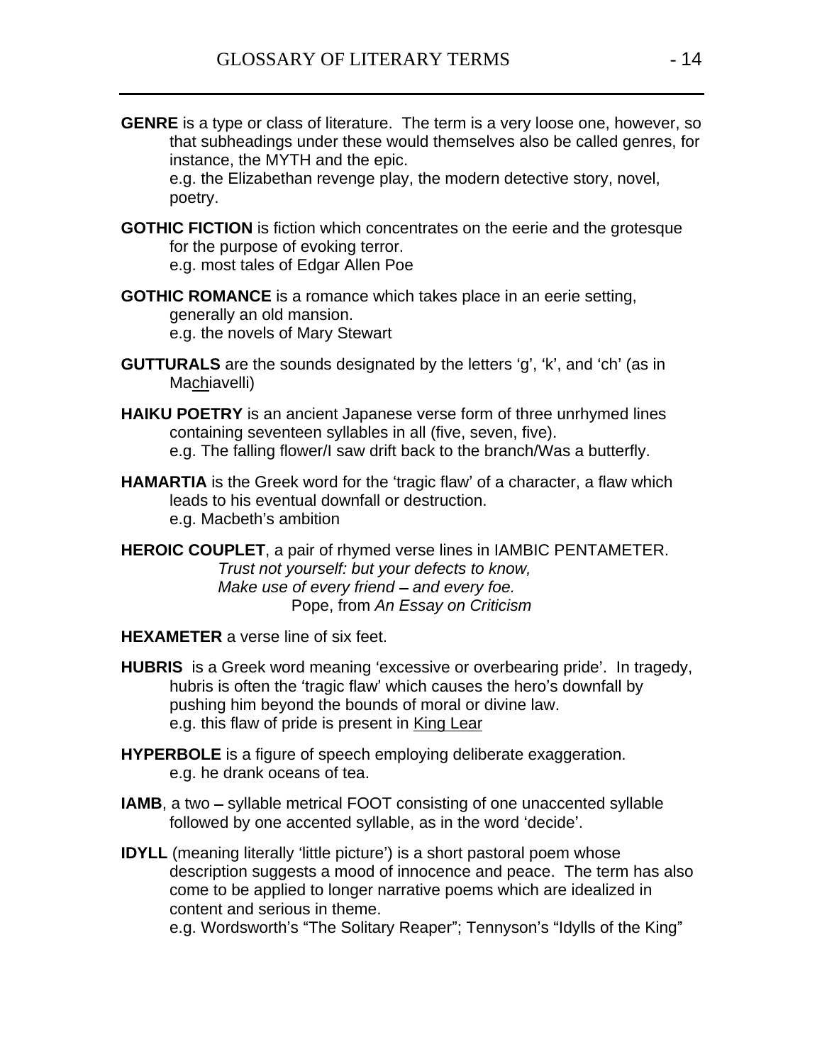**GENRE** is a type or class of literature. The term is a very loose one, however, so that subheadings under these would themselves also be called genres, for instance, the MYTH and the epic.
e.g. the Elizabethan revenge play, the modern detective story, novel, poetry.

**GOTHIC FICTION** is fiction which concentrates on the eerie and the grotesque for the purpose of evoking terror.
e.g. most tales of Edgar Allen Poe

**GOTHIC ROMANCE** is a romance which takes place in an eerie setting, generally an old mansion.
e.g. the novels of Mary Stewart

**GUTTURALS** are the sounds designated by the letters 'g', 'k', and 'ch' (as in Ma<u>ch</u>iavelli)

**HAIKU POETRY** is an ancient Japanese verse form of three unrhymed lines containing seventeen syllables in all (five, seven, five).
e.g. The falling flower/I saw drift back to the branch/Was a butterfly.

**HAMARTIA** is the Greek word for the 'tragic flaw' of a character, a flaw which leads to his eventual downfall or destruction.
e.g. Macbeth's ambition

**HEROIC COUPLET**, a pair of rhymed verse lines in IAMBIC PENTAMETER.

*Trust not yourself: but your defects to know,*
*Make use of every friend – and every foe.*
Pope, from *An Essay on Criticism*

**HEXAMETER** a verse line of six feet.

**HUBRIS** is a Greek word meaning 'excessive or overbearing pride'. In tragedy, hubris is often the 'tragic flaw' which causes the hero's downfall by pushing him beyond the bounds of moral or divine law.
e.g. this flaw of pride is present in <u>King Lear</u>

**HYPERBOLE** is a figure of speech employing deliberate exaggeration.
e.g. he drank oceans of tea.

**IAMB**, a two – syllable metrical FOOT consisting of one unaccented syllable followed by one accented syllable, as in the word 'decide'.

**IDYLL** (meaning literally 'little picture') is a short pastoral poem whose description suggests a mood of innocence and peace. The term has also come to be applied to longer narrative poems which are idealized in content and serious in theme.
e.g. Wordsworth's "The Solitary Reaper"; Tennyson's "Idylls of the King"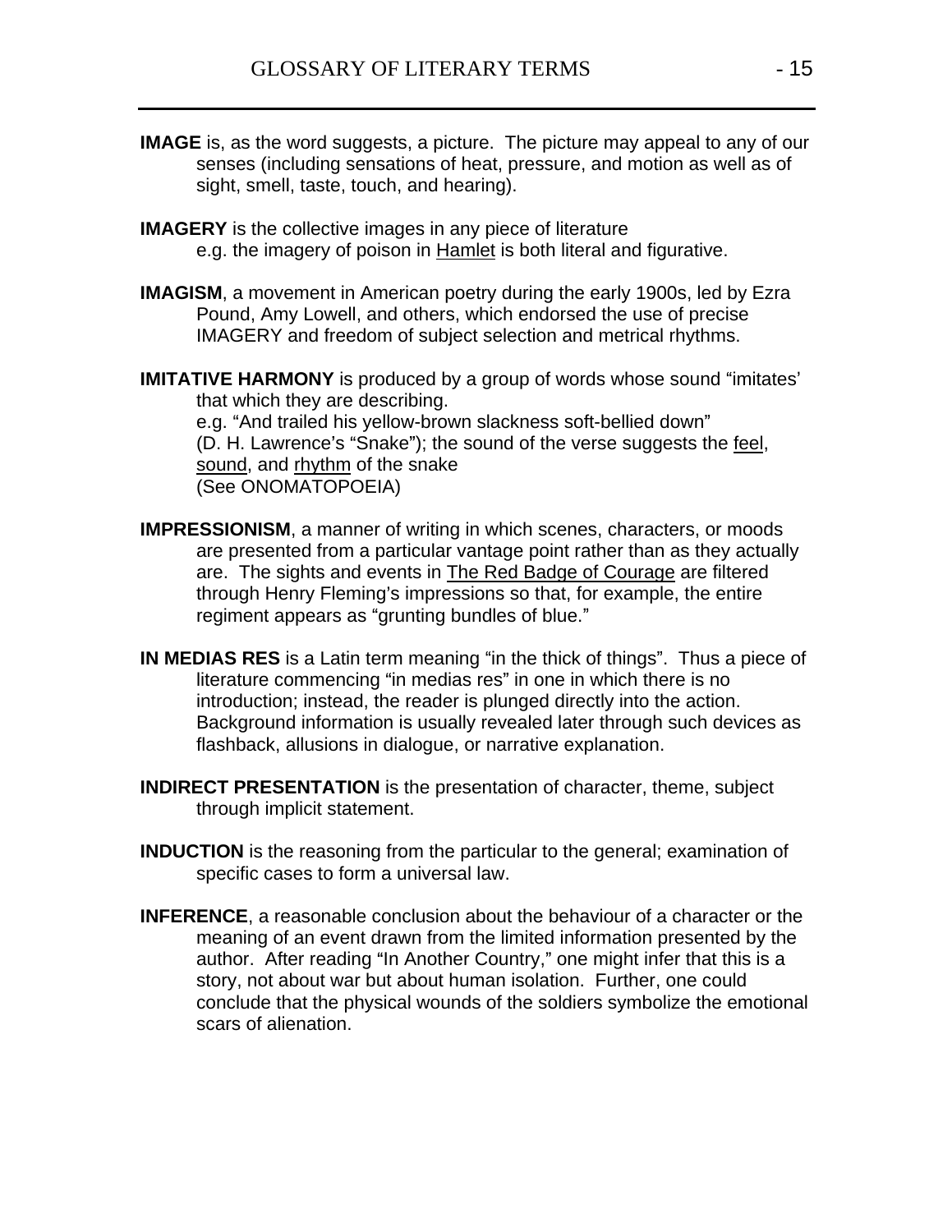**IMAGE** is, as the word suggests, a picture. The picture may appeal to any of our senses (including sensations of heat, pressure, and motion as well as of sight, smell, taste, touch, and hearing).

**IMAGERY** is the collective images in any piece of literature
e.g. the imagery of poison in Hamlet is both literal and figurative.

**IMAGISM**, a movement in American poetry during the early 1900s, led by Ezra Pound, Amy Lowell, and others, which endorsed the use of precise IMAGERY and freedom of subject selection and metrical rhythms.

**IMITATIVE HARMONY** is produced by a group of words whose sound "imitates' that which they are describing.
e.g. "And trailed his yellow-brown slackness soft-bellied down" (D. H. Lawrence's "Snake"); the sound of the verse suggests the feel, sound, and rhythm of the snake
(See ONOMATOPOEIA)

**IMPRESSIONISM**, a manner of writing in which scenes, characters, or moods are presented from a particular vantage point rather than as they actually are. The sights and events in The Red Badge of Courage are filtered through Henry Fleming's impressions so that, for example, the entire regiment appears as "grunting bundles of blue."

**IN MEDIAS RES** is a Latin term meaning "in the thick of things". Thus a piece of literature commencing "in medias res" in one in which there is no introduction; instead, the reader is plunged directly into the action. Background information is usually revealed later through such devices as flashback, allusions in dialogue, or narrative explanation.

**INDIRECT PRESENTATION** is the presentation of character, theme, subject through implicit statement.

**INDUCTION** is the reasoning from the particular to the general; examination of specific cases to form a universal law.

**INFERENCE**, a reasonable conclusion about the behaviour of a character or the meaning of an event drawn from the limited information presented by the author. After reading "In Another Country," one might infer that this is a story, not about war but about human isolation. Further, one could conclude that the physical wounds of the soldiers symbolize the emotional scars of alienation.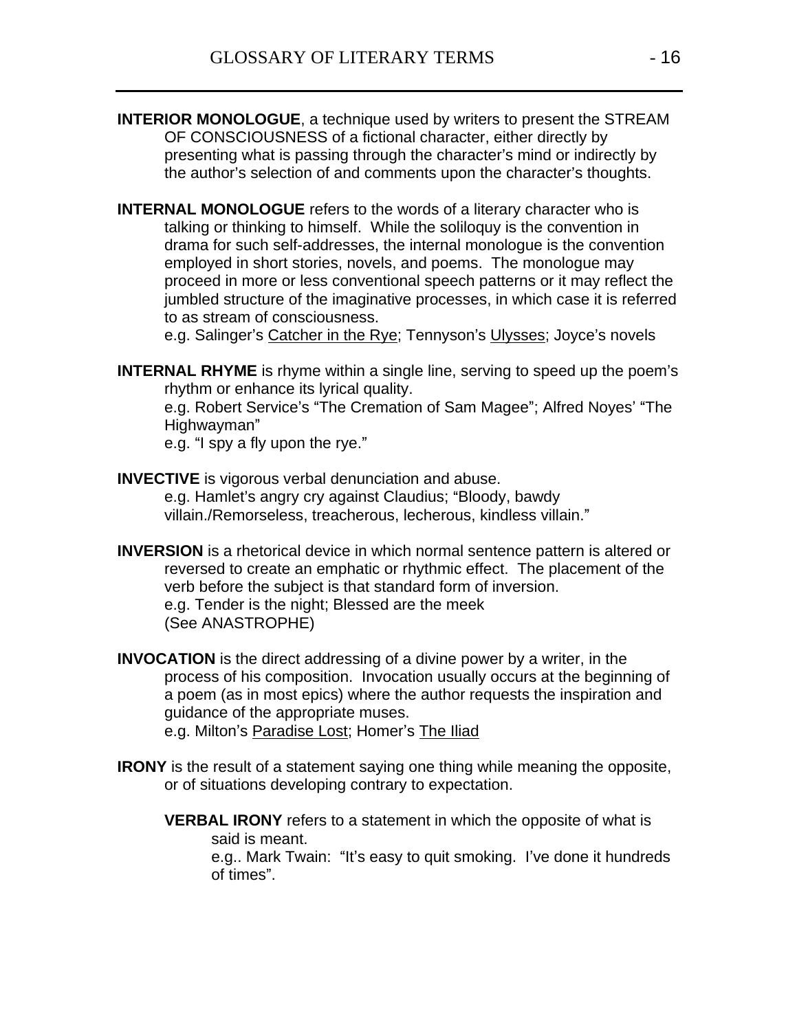**INTERIOR MONOLOGUE**, a technique used by writers to present the STREAM OF CONSCIOUSNESS of a fictional character, either directly by presenting what is passing through the character's mind or indirectly by the author's selection of and comments upon the character's thoughts.

**INTERNAL MONOLOGUE** refers to the words of a literary character who is talking or thinking to himself. While the soliloquy is the convention in drama for such self-addresses, the internal monologue is the convention employed in short stories, novels, and poems. The monologue may proceed in more or less conventional speech patterns or it may reflect the jumbled structure of the imaginative processes, in which case it is referred to as stream of consciousness.
e.g. Salinger's <u>Catcher in the Rye</u>; Tennyson's <u>Ulysses</u>; Joyce's novels

**INTERNAL RHYME** is rhyme within a single line, serving to speed up the poem's rhythm or enhance its lyrical quality.
e.g. Robert Service's "The Cremation of Sam Magee"; Alfred Noyes' "The Highwayman"
e.g. "I spy a fly upon the rye."

**INVECTIVE** is vigorous verbal denunciation and abuse.
e.g. Hamlet's angry cry against Claudius; "Bloody, bawdy villain./Remorseless, treacherous, lecherous, kindless villain."

**INVERSION** is a rhetorical device in which normal sentence pattern is altered or reversed to create an emphatic or rhythmic effect. The placement of the verb before the subject is that standard form of inversion.
e.g. Tender is the night; Blessed are the meek
(See ANASTROPHE)

**INVOCATION** is the direct addressing of a divine power by a writer, in the process of his composition. Invocation usually occurs at the beginning of a poem (as in most epics) where the author requests the inspiration and guidance of the appropriate muses.
e.g. Milton's <u>Paradise Lost</u>; Homer's <u>The Iliad</u>

**IRONY** is the result of a statement saying one thing while meaning the opposite, or of situations developing contrary to expectation.

**VERBAL IRONY** refers to a statement in which the opposite of what is said is meant.
e.g.. Mark Twain: "It's easy to quit smoking. I've done it hundreds of times".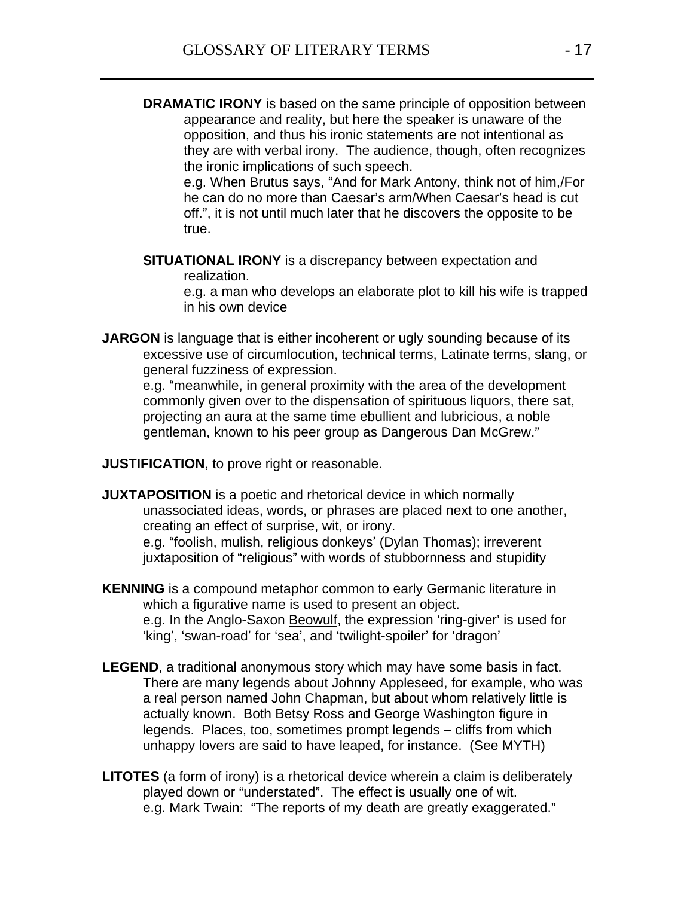**DRAMATIC IRONY** is based on the same principle of opposition between appearance and reality, but here the speaker is unaware of the opposition, and thus his ironic statements are not intentional as they are with verbal irony. The audience, though, often recognizes the ironic implications of such speech.
e.g. When Brutus says, "And for Mark Antony, think not of him,/For he can do no more than Caesar's arm/When Caesar's head is cut off.", it is not until much later that he discovers the opposite to be true.

**SITUATIONAL IRONY** is a discrepancy between expectation and realization.
e.g. a man who develops an elaborate plot to kill his wife is trapped in his own device

**JARGON** is language that is either incoherent or ugly sounding because of its excessive use of circumlocution, technical terms, Latinate terms, slang, or general fuzziness of expression.
e.g. "meanwhile, in general proximity with the area of the development commonly given over to the dispensation of spirituous liquors, there sat, projecting an aura at the same time ebullient and lubricious, a noble gentleman, known to his peer group as Dangerous Dan McGrew."

**JUSTIFICATION**, to prove right or reasonable.

**JUXTAPOSITION** is a poetic and rhetorical device in which normally unassociated ideas, words, or phrases are placed next to one another, creating an effect of surprise, wit, or irony.
e.g. "foolish, mulish, religious donkeys' (Dylan Thomas); irreverent juxtaposition of "religious" with words of stubbornness and stupidity

**KENNING** is a compound metaphor common to early Germanic literature in which a figurative name is used to present an object.
e.g. In the Anglo-Saxon Beowulf, the expression 'ring-giver' is used for 'king', 'swan-road' for 'sea', and 'twilight-spoiler' for 'dragon'

**LEGEND**, a traditional anonymous story which may have some basis in fact. There are many legends about Johnny Appleseed, for example, who was a real person named John Chapman, but about whom relatively little is actually known. Both Betsy Ross and George Washington figure in legends. Places, too, sometimes prompt legends – cliffs from which unhappy lovers are said to have leaped, for instance. (See MYTH)

**LITOTES** (a form of irony) is a rhetorical device wherein a claim is deliberately played down or "understated". The effect is usually one of wit.
e.g. Mark Twain: "The reports of my death are greatly exaggerated."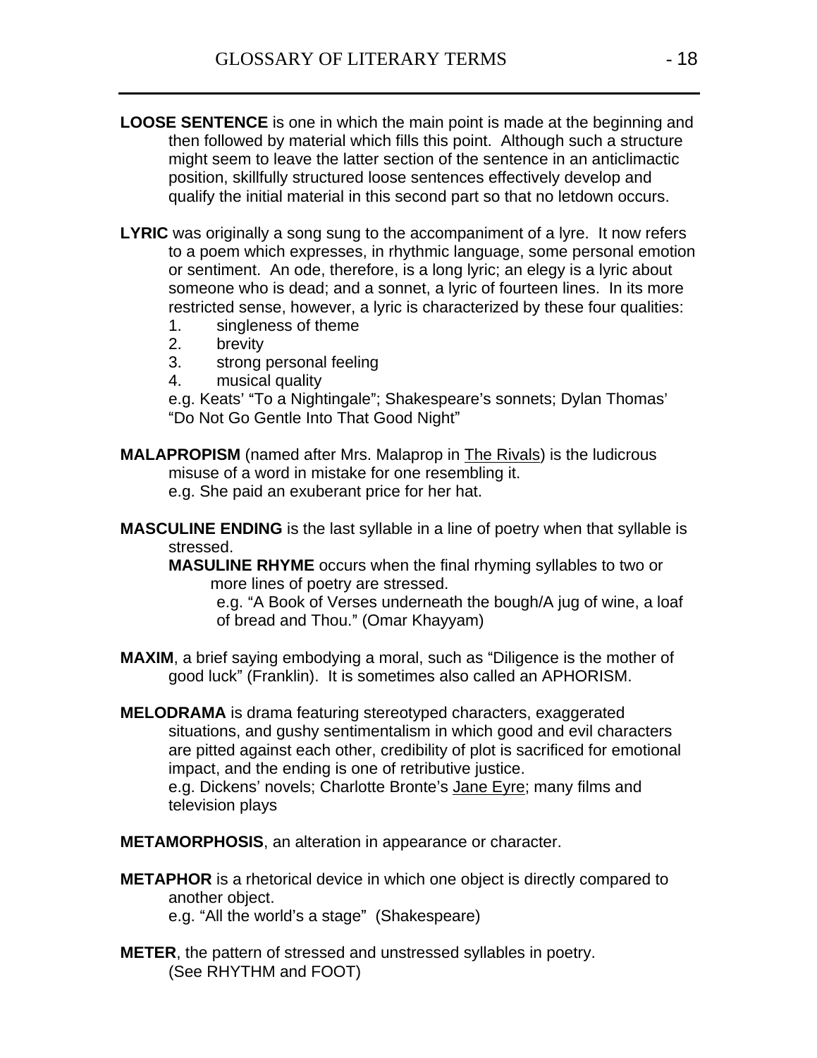**LOOSE SENTENCE** is one in which the main point is made at the beginning and then followed by material which fills this point. Although such a structure might seem to leave the latter section of the sentence in an anticlimactic position, skillfully structured loose sentences effectively develop and qualify the initial material in this second part so that no letdown occurs.

**LYRIC** was originally a song sung to the accompaniment of a lyre. It now refers to a poem which expresses, in rhythmic language, some personal emotion or sentiment. An ode, therefore, is a long lyric; an elegy is a lyric about someone who is dead; and a sonnet, a lyric of fourteen lines. In its more restricted sense, however, a lyric is characterized by these four qualities:

1. singleness of theme
2. brevity
3. strong personal feeling
4. musical quality

e.g. Keats' "To a Nightingale"; Shakespeare's sonnets; Dylan Thomas' "Do Not Go Gentle Into That Good Night"

**MALAPROPISM** (named after Mrs. Malaprop in The Rivals) is the ludicrous misuse of a word in mistake for one resembling it.
e.g. She paid an exuberant price for her hat.

**MASCULINE ENDING** is the last syllable in a line of poetry when that syllable is stressed.

**MASULINE RHYME** occurs when the final rhyming syllables to two or more lines of poetry are stressed.
e.g. "A Book of Verses underneath the bough/A jug of wine, a loaf of bread and Thou." (Omar Khayyam)

**MAXIM**, a brief saying embodying a moral, such as "Diligence is the mother of good luck" (Franklin). It is sometimes also called an APHORISM.

**MELODRAMA** is drama featuring stereotyped characters, exaggerated situations, and gushy sentimentalism in which good and evil characters are pitted against each other, credibility of plot is sacrificed for emotional impact, and the ending is one of retributive justice.
e.g. Dickens' novels; Charlotte Bronte's Jane Eyre; many films and television plays

**METAMORPHOSIS**, an alteration in appearance or character.

**METAPHOR** is a rhetorical device in which one object is directly compared to another object.
e.g. "All the world's a stage" (Shakespeare)

**METER**, the pattern of stressed and unstressed syllables in poetry.
(See RHYTHM and FOOT)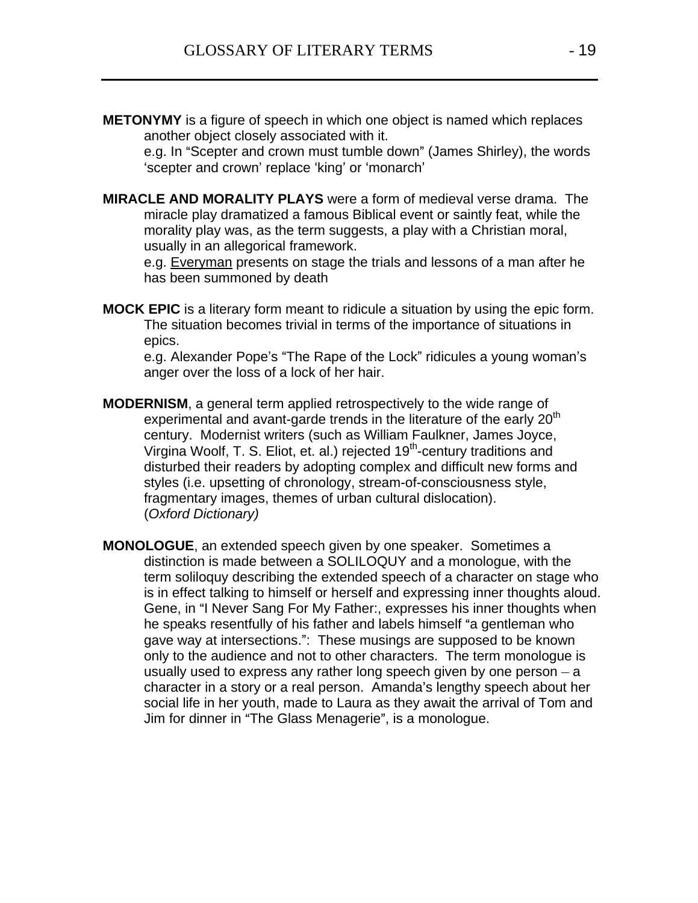**METONYMY** is a figure of speech in which one object is named which replaces another object closely associated with it.
e.g. In "Scepter and crown must tumble down" (James Shirley), the words 'scepter and crown' replace 'king' or 'monarch'

**MIRACLE AND MORALITY PLAYS** were a form of medieval verse drama. The miracle play dramatized a famous Biblical event or saintly feat, while the morality play was, as the term suggests, a play with a Christian moral, usually in an allegorical framework.
e.g. <u>Everyman</u> presents on stage the trials and lessons of a man after he has been summoned by death

**MOCK EPIC** is a literary form meant to ridicule a situation by using the epic form. The situation becomes trivial in terms of the importance of situations in epics.
e.g. Alexander Pope's "The Rape of the Lock" ridicules a young woman's anger over the loss of a lock of her hair.

**MODERNISM**, a general term applied retrospectively to the wide range of experimental and avant-garde trends in the literature of the early 20th century. Modernist writers (such as William Faulkner, James Joyce, Virgina Woolf, T. S. Eliot, et. al.) rejected 19th-century traditions and disturbed their readers by adopting complex and difficult new forms and styles (i.e. upsetting of chronology, stream-of-consciousness style, fragmentary images, themes of urban cultural dislocation).
(*Oxford Dictionary)*

**MONOLOGUE**, an extended speech given by one speaker. Sometimes a distinction is made between a SOLILOQUY and a monologue, with the term soliloquy describing the extended speech of a character on stage who is in effect talking to himself or herself and expressing inner thoughts aloud. Gene, in "I Never Sang For My Father:, expresses his inner thoughts when he speaks resentfully of his father and labels himself "a gentleman who gave way at intersections.": These musings are supposed to be known only to the audience and not to other characters. The term monologue is usually used to express any rather long speech given by one person – a character in a story or a real person. Amanda's lengthy speech about her social life in her youth, made to Laura as they await the arrival of Tom and Jim for dinner in "The Glass Menagerie", is a monologue.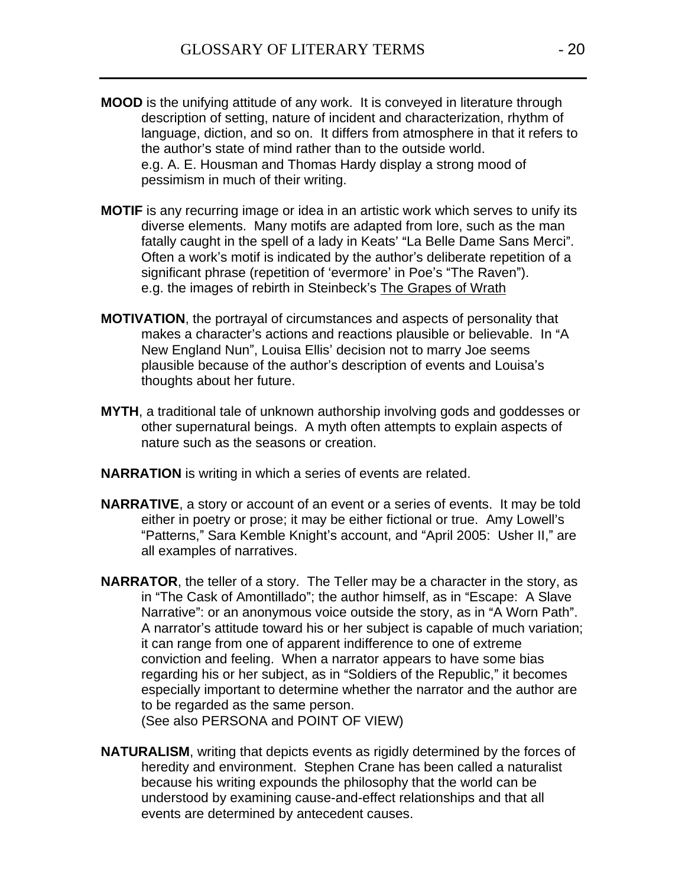**MOOD** is the unifying attitude of any work. It is conveyed in literature through description of setting, nature of incident and characterization, rhythm of language, diction, and so on. It differs from atmosphere in that it refers to the author's state of mind rather than to the outside world.
e.g. A. E. Housman and Thomas Hardy display a strong mood of pessimism in much of their writing.

**MOTIF** is any recurring image or idea in an artistic work which serves to unify its diverse elements. Many motifs are adapted from lore, such as the man fatally caught in the spell of a lady in Keats' "La Belle Dame Sans Merci". Often a work's motif is indicated by the author's deliberate repetition of a significant phrase (repetition of 'evermore' in Poe's "The Raven").
e.g. the images of rebirth in Steinbeck's The Grapes of Wrath

**MOTIVATION**, the portrayal of circumstances and aspects of personality that makes a character's actions and reactions plausible or believable. In "A New England Nun", Louisa Ellis' decision not to marry Joe seems plausible because of the author's description of events and Louisa's thoughts about her future.

**MYTH**, a traditional tale of unknown authorship involving gods and goddesses or other supernatural beings. A myth often attempts to explain aspects of nature such as the seasons or creation.

**NARRATION** is writing in which a series of events are related.

**NARRATIVE**, a story or account of an event or a series of events. It may be told either in poetry or prose; it may be either fictional or true. Amy Lowell's "Patterns," Sara Kemble Knight's account, and "April 2005: Usher II," are all examples of narratives.

**NARRATOR**, the teller of a story. The Teller may be a character in the story, as in "The Cask of Amontillado"; the author himself, as in "Escape: A Slave Narrative": or an anonymous voice outside the story, as in "A Worn Path". A narrator's attitude toward his or her subject is capable of much variation; it can range from one of apparent indifference to one of extreme conviction and feeling. When a narrator appears to have some bias regarding his or her subject, as in "Soldiers of the Republic," it becomes especially important to determine whether the narrator and the author are to be regarded as the same person.
(See also PERSONA and POINT OF VIEW)

**NATURALISM**, writing that depicts events as rigidly determined by the forces of heredity and environment. Stephen Crane has been called a naturalist because his writing expounds the philosophy that the world can be understood by examining cause-and-effect relationships and that all events are determined by antecedent causes.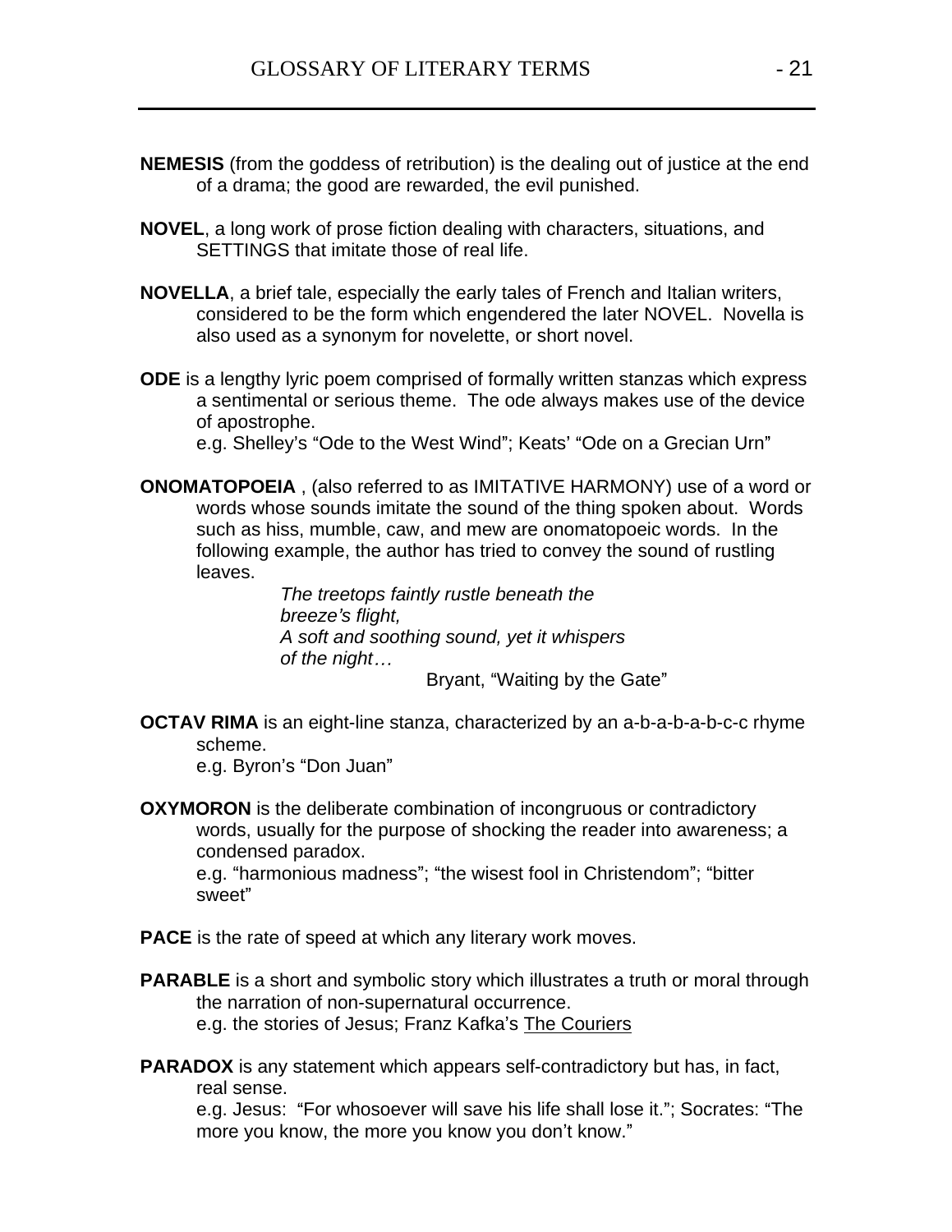**NEMESIS** (from the goddess of retribution) is the dealing out of justice at the end of a drama; the good are rewarded, the evil punished.

**NOVEL**, a long work of prose fiction dealing with characters, situations, and SETTINGS that imitate those of real life.

**NOVELLA**, a brief tale, especially the early tales of French and Italian writers, considered to be the form which engendered the later NOVEL. Novella is also used as a synonym for novelette, or short novel.

**ODE** is a lengthy lyric poem comprised of formally written stanzas which express a sentimental or serious theme. The ode always makes use of the device of apostrophe.
e.g. Shelley's "Ode to the West Wind"; Keats' "Ode on a Grecian Urn"

**ONOMATOPOEIA** , (also referred to as IMITATIVE HARMONY) use of a word or words whose sounds imitate the sound of the thing spoken about. Words such as hiss, mumble, caw, and mew are onomatopoeic words. In the following example, the author has tried to convey the sound of rustling leaves.

> *The treetops faintly rustle beneath the breeze's flight,*
> *A soft and soothing sound, yet it whispers of the night…*
>
> Bryant, "Waiting by the Gate"

**OCTAV RIMA** is an eight-line stanza, characterized by an a-b-a-b-a-b-c-c rhyme scheme.
e.g. Byron's "Don Juan"

**OXYMORON** is the deliberate combination of incongruous or contradictory words, usually for the purpose of shocking the reader into awareness; a condensed paradox.
e.g. "harmonious madness"; "the wisest fool in Christendom"; "bitter sweet"

**PACE** is the rate of speed at which any literary work moves.

**PARABLE** is a short and symbolic story which illustrates a truth or moral through the narration of non-supernatural occurrence.
e.g. the stories of Jesus; Franz Kafka's The Couriers

**PARADOX** is any statement which appears self-contradictory but has, in fact, real sense.
e.g. Jesus: "For whosoever will save his life shall lose it."; Socrates: "The more you know, the more you know you don't know."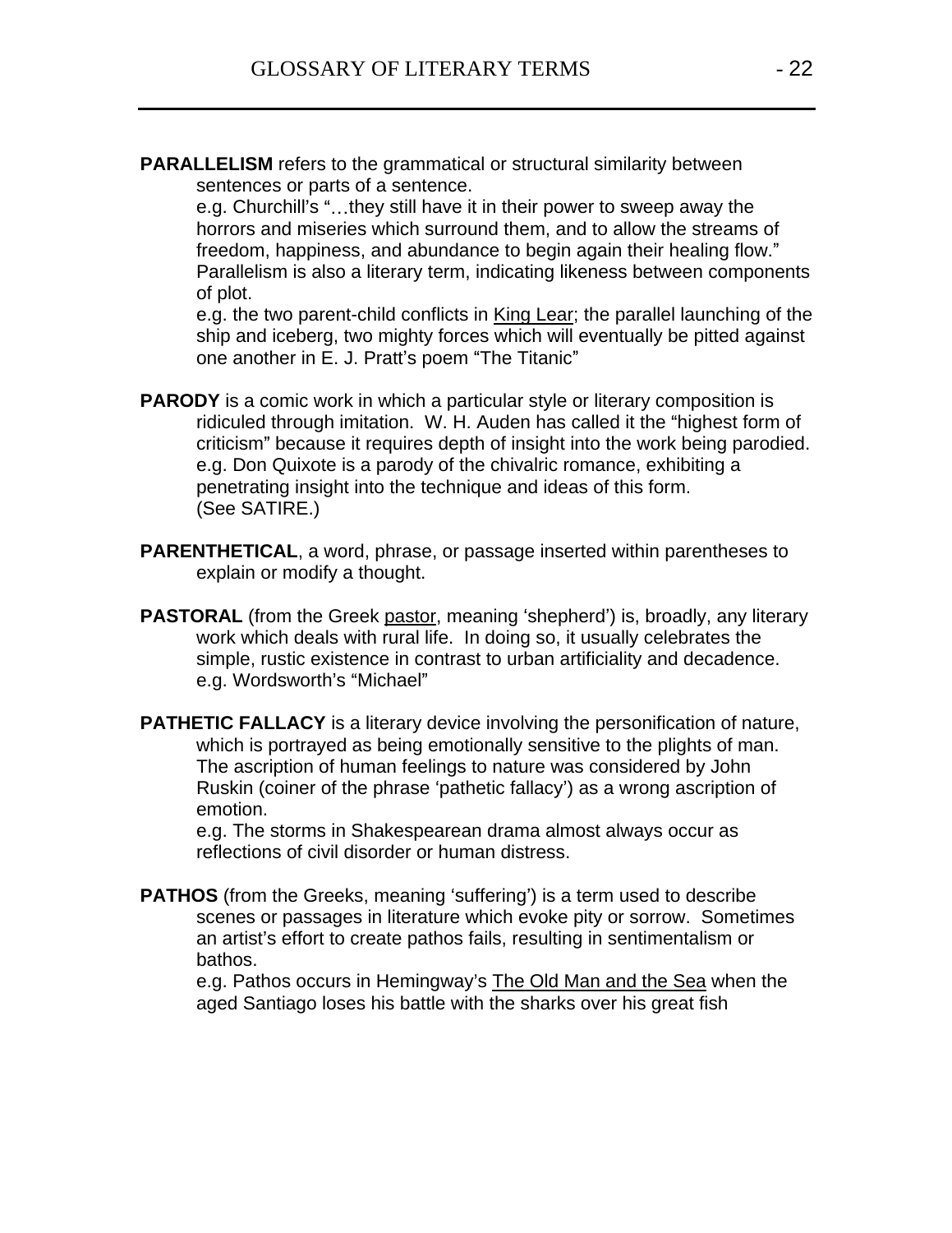**PARALLELISM** refers to the grammatical or structural similarity between sentences or parts of a sentence.

e.g. Churchill's "…they still have it in their power to sweep away the horrors and miseries which surround them, and to allow the streams of freedom, happiness, and abundance to begin again their healing flow."

Parallelism is also a literary term, indicating likeness between components of plot.

e.g. the two parent-child conflicts in King Lear; the parallel launching of the ship and iceberg, two mighty forces which will eventually be pitted against one another in E. J. Pratt's poem "The Titanic"

**PARODY** is a comic work in which a particular style or literary composition is ridiculed through imitation. W. H. Auden has called it the "highest form of criticism" because it requires depth of insight into the work being parodied.

e.g. Don Quixote is a parody of the chivalric romance, exhibiting a penetrating insight into the technique and ideas of this form.

(See SATIRE.)

**PARENTHETICAL**, a word, phrase, or passage inserted within parentheses to explain or modify a thought.

**PASTORAL** (from the Greek pastor, meaning 'shepherd') is, broadly, any literary work which deals with rural life. In doing so, it usually celebrates the simple, rustic existence in contrast to urban artificiality and decadence.

e.g. Wordsworth's "Michael"

**PATHETIC FALLACY** is a literary device involving the personification of nature, which is portrayed as being emotionally sensitive to the plights of man. The ascription of human feelings to nature was considered by John Ruskin (coiner of the phrase 'pathetic fallacy') as a wrong ascription of emotion.

e.g. The storms in Shakespearean drama almost always occur as reflections of civil disorder or human distress.

**PATHOS** (from the Greeks, meaning 'suffering') is a term used to describe scenes or passages in literature which evoke pity or sorrow. Sometimes an artist's effort to create pathos fails, resulting in sentimentalism or bathos.

e.g. Pathos occurs in Hemingway's The Old Man and the Sea when the aged Santiago loses his battle with the sharks over his great fish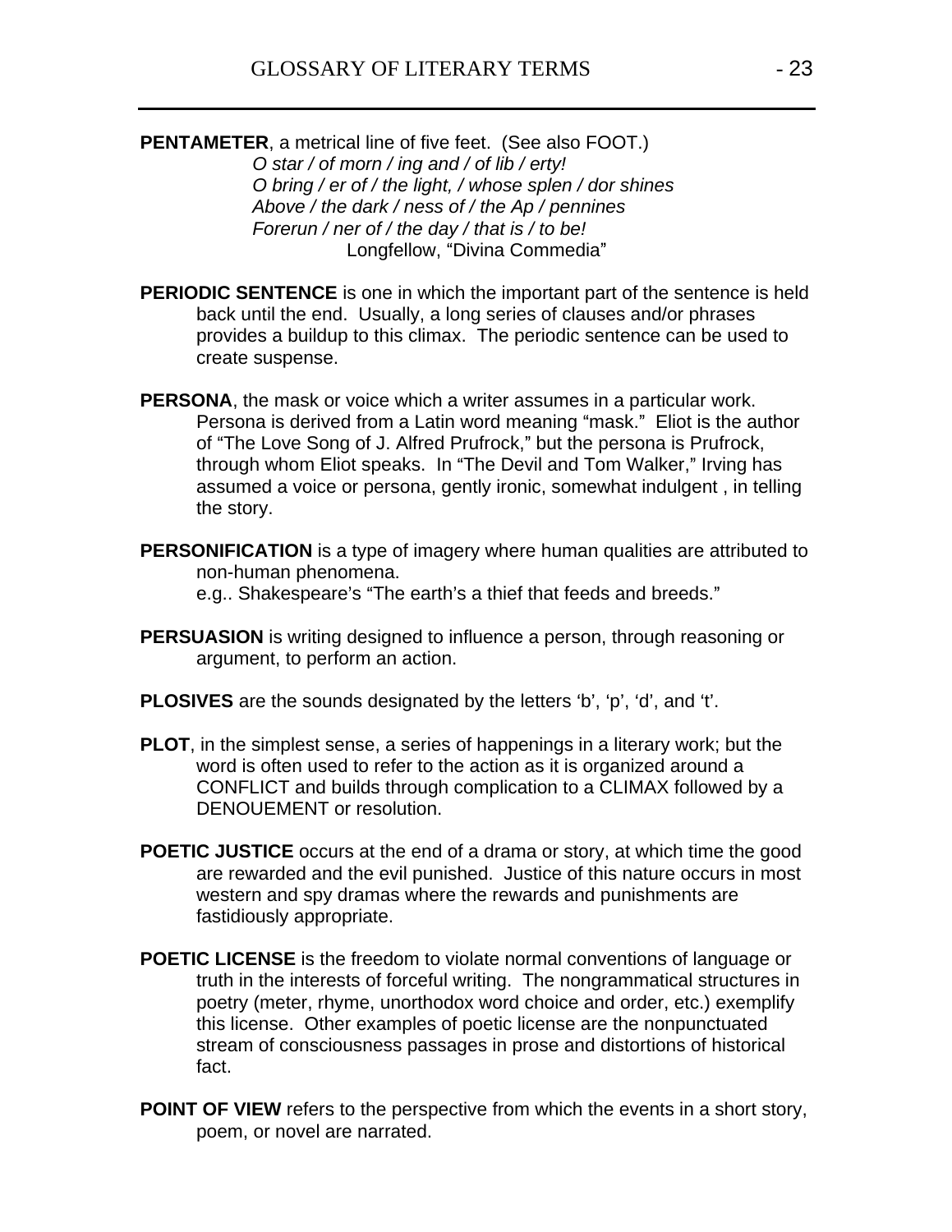**PENTAMETER**, a metrical line of five feet. (See also FOOT.)

*O star / of morn / ing and / of lib / erty!*
*O bring / er of / the light, / whose splen / dor shines*
*Above / the dark / ness of / the Ap / pennines*
*Forerun / ner of / the day / that is / to be!*
Longfellow, "Divina Commedia"

**PERIODIC SENTENCE** is one in which the important part of the sentence is held back until the end. Usually, a long series of clauses and/or phrases provides a buildup to this climax. The periodic sentence can be used to create suspense.

**PERSONA**, the mask or voice which a writer assumes in a particular work. Persona is derived from a Latin word meaning "mask." Eliot is the author of "The Love Song of J. Alfred Prufrock," but the persona is Prufrock, through whom Eliot speaks. In "The Devil and Tom Walker," Irving has assumed a voice or persona, gently ironic, somewhat indulgent , in telling the story.

**PERSONIFICATION** is a type of imagery where human qualities are attributed to non-human phenomena.
e.g.. Shakespeare's "The earth's a thief that feeds and breeds."

**PERSUASION** is writing designed to influence a person, through reasoning or argument, to perform an action.

**PLOSIVES** are the sounds designated by the letters 'b', 'p', 'd', and 't'.

**PLOT**, in the simplest sense, a series of happenings in a literary work; but the word is often used to refer to the action as it is organized around a CONFLICT and builds through complication to a CLIMAX followed by a DENOUEMENT or resolution.

**POETIC JUSTICE** occurs at the end of a drama or story, at which time the good are rewarded and the evil punished. Justice of this nature occurs in most western and spy dramas where the rewards and punishments are fastidiously appropriate.

**POETIC LICENSE** is the freedom to violate normal conventions of language or truth in the interests of forceful writing. The nongrammatical structures in poetry (meter, rhyme, unorthodox word choice and order, etc.) exemplify this license. Other examples of poetic license are the nonpunctuated stream of consciousness passages in prose and distortions of historical fact.

**POINT OF VIEW** refers to the perspective from which the events in a short story, poem, or novel are narrated.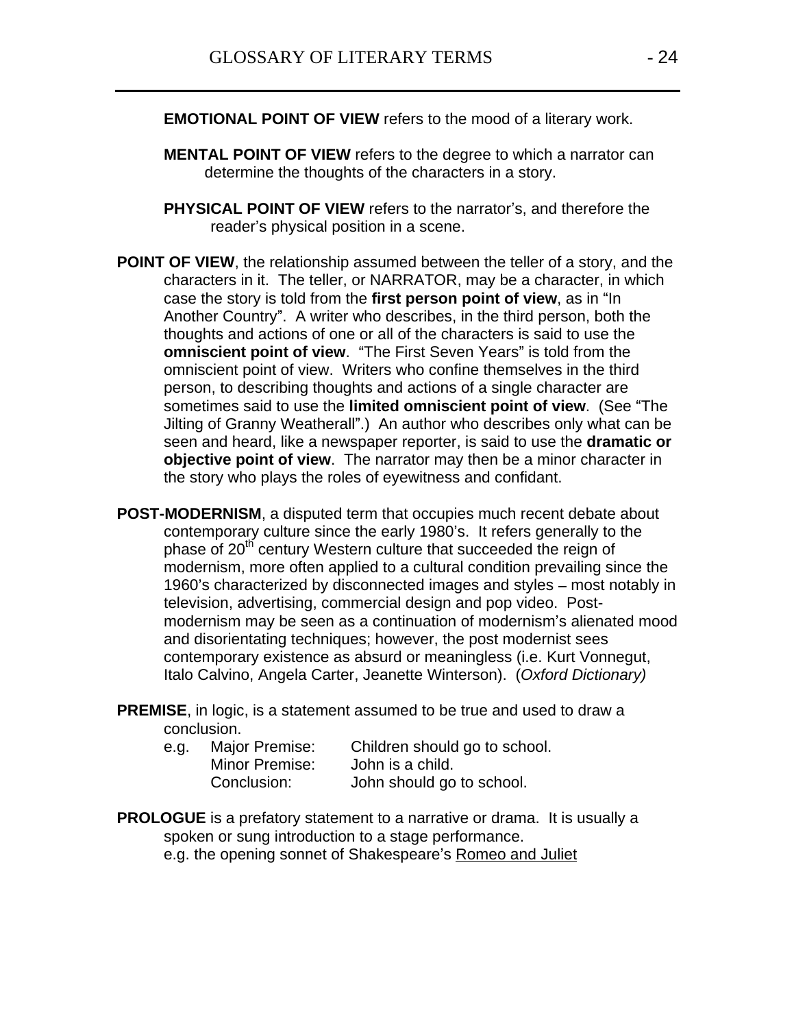**EMOTIONAL POINT OF VIEW** refers to the mood of a literary work.

**MENTAL POINT OF VIEW** refers to the degree to which a narrator can determine the thoughts of the characters in a story.

**PHYSICAL POINT OF VIEW** refers to the narrator's, and therefore the reader's physical position in a scene.

**POINT OF VIEW**, the relationship assumed between the teller of a story, and the characters in it. The teller, or NARRATOR, may be a character, in which case the story is told from the **first person point of view**, as in "In Another Country". A writer who describes, in the third person, both the thoughts and actions of one or all of the characters is said to use the **omniscient point of view**. "The First Seven Years" is told from the omniscient point of view. Writers who confine themselves in the third person, to describing thoughts and actions of a single character are sometimes said to use the **limited omniscient point of view**. (See "The Jilting of Granny Weatherall".) An author who describes only what can be seen and heard, like a newspaper reporter, is said to use the **dramatic or objective point of view**. The narrator may then be a minor character in the story who plays the roles of eyewitness and confidant.

**POST-MODERNISM**, a disputed term that occupies much recent debate about contemporary culture since the early 1980's. It refers generally to the phase of 20th century Western culture that succeeded the reign of modernism, more often applied to a cultural condition prevailing since the 1960's characterized by disconnected images and styles – most notably in television, advertising, commercial design and pop video. Post-modernism may be seen as a continuation of modernism's alienated mood and disorientating techniques; however, the post modernist sees contemporary existence as absurd or meaningless (i.e. Kurt Vonnegut, Italo Calvino, Angela Carter, Jeanette Winterson). (*Oxford Dictionary)*

**PREMISE**, in logic, is a statement assumed to be true and used to draw a conclusion.

| e.g. | | |
|---|---|---|
| | Major Premise: | Children should go to school. |
| | Minor Premise: | John is a child. |
| | Conclusion: | John should go to school. |

**PROLOGUE** is a prefatory statement to a narrative or drama. It is usually a spoken or sung introduction to a stage performance.
e.g. the opening sonnet of Shakespeare's Romeo and Juliet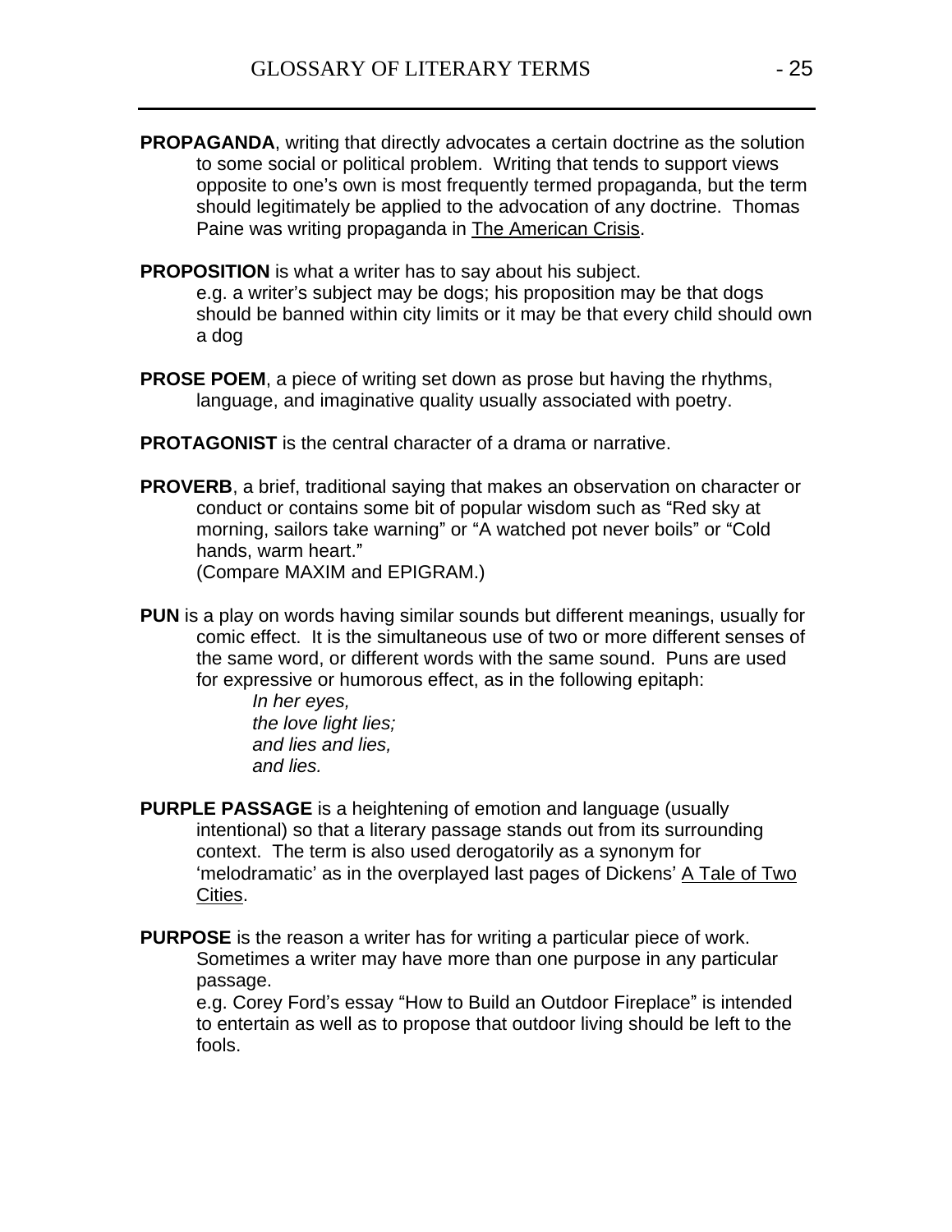**PROPAGANDA**, writing that directly advocates a certain doctrine as the solution to some social or political problem. Writing that tends to support views opposite to one's own is most frequently termed propaganda, but the term should legitimately be applied to the advocation of any doctrine. Thomas Paine was writing propaganda in <u>The American Crisis</u>.

**PROPOSITION** is what a writer has to say about his subject.
e.g. a writer's subject may be dogs; his proposition may be that dogs should be banned within city limits or it may be that every child should own a dog

**PROSE POEM**, a piece of writing set down as prose but having the rhythms, language, and imaginative quality usually associated with poetry.

**PROTAGONIST** is the central character of a drama or narrative.

**PROVERB**, a brief, traditional saying that makes an observation on character or conduct or contains some bit of popular wisdom such as "Red sky at morning, sailors take warning" or "A watched pot never boils" or "Cold hands, warm heart."
(Compare MAXIM and EPIGRAM.)

**PUN** is a play on words having similar sounds but different meanings, usually for comic effect. It is the simultaneous use of two or more different senses of the same word, or different words with the same sound. Puns are used for expressive or humorous effect, as in the following epitaph:

*In her eyes,*
*the love light lies;*
*and lies and lies,*
*and lies.*

**PURPLE PASSAGE** is a heightening of emotion and language (usually intentional) so that a literary passage stands out from its surrounding context. The term is also used derogatorily as a synonym for 'melodramatic' as in the overplayed last pages of Dickens' <u>A Tale of Two Cities</u>.

**PURPOSE** is the reason a writer has for writing a particular piece of work. Sometimes a writer may have more than one purpose in any particular passage.
e.g. Corey Ford's essay "How to Build an Outdoor Fireplace" is intended to entertain as well as to propose that outdoor living should be left to the fools.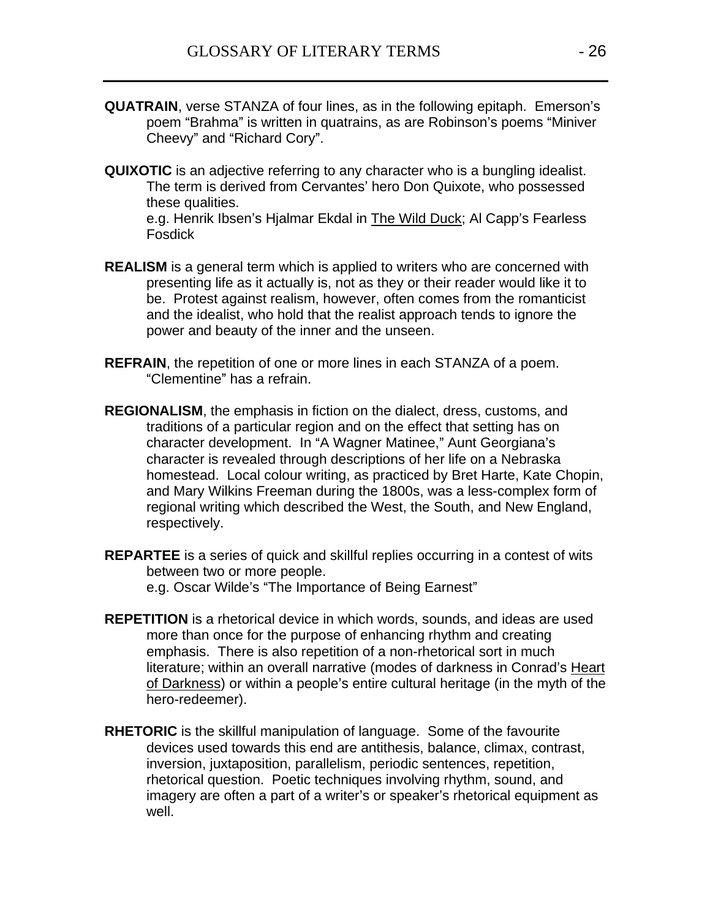**QUATRAIN**, verse STANZA of four lines, as in the following epitaph. Emerson's poem "Brahma" is written in quatrains, as are Robinson's poems "Miniver Cheevy" and "Richard Cory".

**QUIXOTIC** is an adjective referring to any character who is a bungling idealist. The term is derived from Cervantes' hero Don Quixote, who possessed these qualities.
e.g. Henrik Ibsen's Hjalmar Ekdal in <u>The Wild Duck</u>; Al Capp's Fearless Fosdick

**REALISM** is a general term which is applied to writers who are concerned with presenting life as it actually is, not as they or their reader would like it to be. Protest against realism, however, often comes from the romanticist and the idealist, who hold that the realist approach tends to ignore the power and beauty of the inner and the unseen.

**REFRAIN**, the repetition of one or more lines in each STANZA of a poem. "Clementine" has a refrain.

**REGIONALISM**, the emphasis in fiction on the dialect, dress, customs, and traditions of a particular region and on the effect that setting has on character development. In "A Wagner Matinee," Aunt Georgiana's character is revealed through descriptions of her life on a Nebraska homestead. Local colour writing, as practiced by Bret Harte, Kate Chopin, and Mary Wilkins Freeman during the 1800s, was a less-complex form of regional writing which described the West, the South, and New England, respectively.

**REPARTEE** is a series of quick and skillful replies occurring in a contest of wits between two or more people.
e.g. Oscar Wilde's "The Importance of Being Earnest"

**REPETITION** is a rhetorical device in which words, sounds, and ideas are used more than once for the purpose of enhancing rhythm and creating emphasis. There is also repetition of a non-rhetorical sort in much literature; within an overall narrative (modes of darkness in Conrad's <u>Heart of Darkness</u>) or within a people's entire cultural heritage (in the myth of the hero-redeemer).

**RHETORIC** is the skillful manipulation of language. Some of the favourite devices used towards this end are antithesis, balance, climax, contrast, inversion, juxtaposition, parallelism, periodic sentences, repetition, rhetorical question. Poetic techniques involving rhythm, sound, and imagery are often a part of a writer's or speaker's rhetorical equipment as well.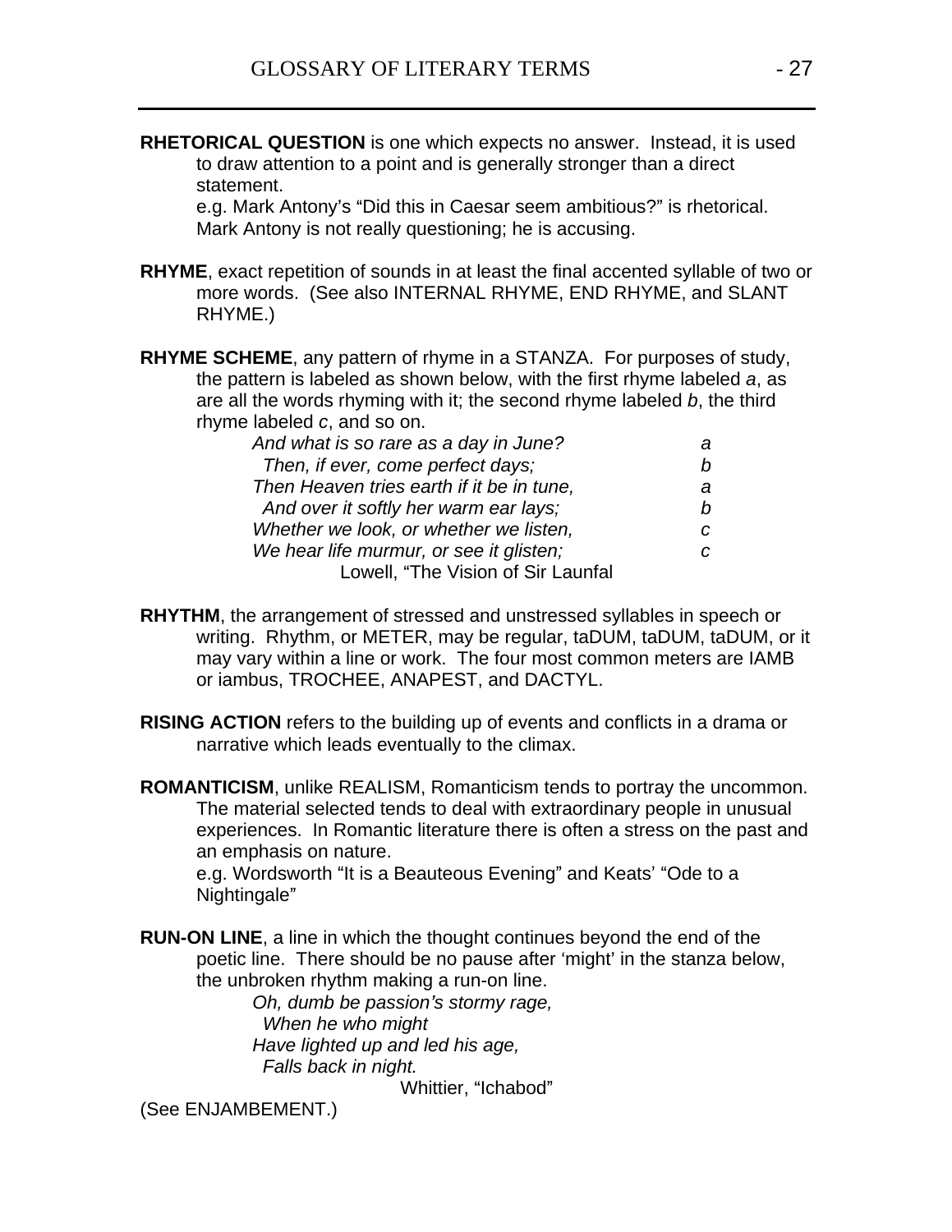**RHETORICAL QUESTION** is one which expects no answer. Instead, it is used to draw attention to a point and is generally stronger than a direct statement.
e.g. Mark Antony's "Did this in Caesar seem ambitious?" is rhetorical. Mark Antony is not really questioning; he is accusing.

**RHYME**, exact repetition of sounds in at least the final accented syllable of two or more words. (See also INTERNAL RHYME, END RHYME, and SLANT RHYME.)

**RHYME SCHEME**, any pattern of rhyme in a STANZA. For purposes of study, the pattern is labeled as shown below, with the first rhyme labeled *a*, as are all the words rhyming with it; the second rhyme labeled *b*, the third rhyme labeled *c*, and so on.

| | |
|---|---|
| *And what is so rare as a day in June?* | *a* |
| *Then, if ever, come perfect days;* | *b* |
| *Then Heaven tries earth if it be in tune,* | *a* |
| *And over it softly her warm ear lays;* | *b* |
| *Whether we look, or whether we listen,* | *c* |
| *We hear life murmur, or see it glisten;* | *c* |

Lowell, "The Vision of Sir Launfal

**RHYTHM**, the arrangement of stressed and unstressed syllables in speech or writing. Rhythm, or METER, may be regular, taDUM, taDUM, taDUM, or it may vary within a line or work. The four most common meters are IAMB or iambus, TROCHEE, ANAPEST, and DACTYL.

**RISING ACTION** refers to the building up of events and conflicts in a drama or narrative which leads eventually to the climax.

**ROMANTICISM**, unlike REALISM, Romanticism tends to portray the uncommon. The material selected tends to deal with extraordinary people in unusual experiences. In Romantic literature there is often a stress on the past and an emphasis on nature.
e.g. Wordsworth "It is a Beauteous Evening" and Keats' "Ode to a Nightingale"

**RUN-ON LINE**, a line in which the thought continues beyond the end of the poetic line. There should be no pause after 'might' in the stanza below, the unbroken rhythm making a run-on line.

*Oh, dumb be passion's stormy rage,*
*When he who might*
*Have lighted up and led his age,*
*Falls back in night.*

Whittier, "Ichabod"

(See ENJAMBEMENT.)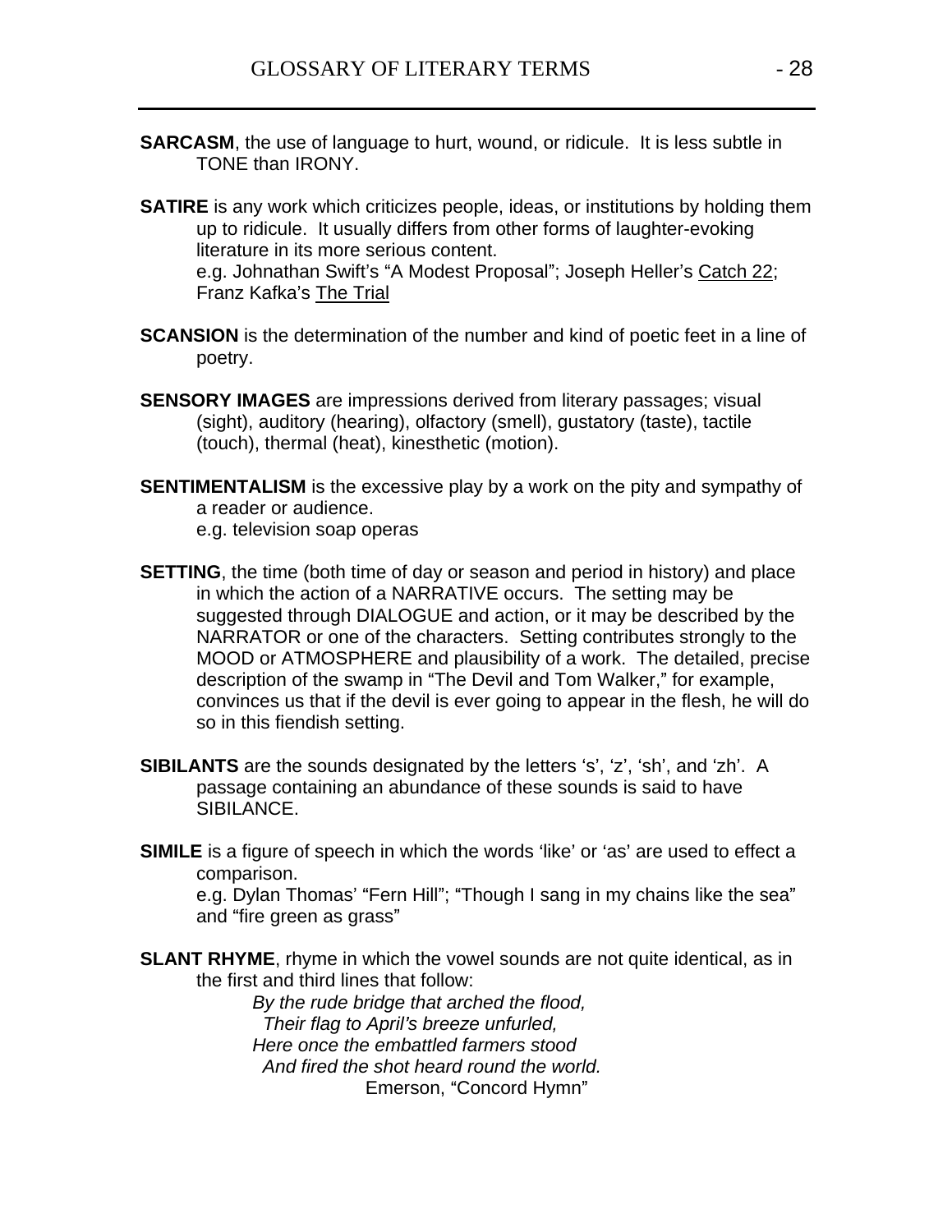**SARCASM**, the use of language to hurt, wound, or ridicule. It is less subtle in TONE than IRONY.

**SATIRE** is any work which criticizes people, ideas, or institutions by holding them up to ridicule. It usually differs from other forms of laughter-evoking literature in its more serious content.
e.g. Johnathan Swift's "A Modest Proposal"; Joseph Heller's <u>Catch 22</u>; Franz Kafka's <u>The Trial</u>

**SCANSION** is the determination of the number and kind of poetic feet in a line of poetry.

**SENSORY IMAGES** are impressions derived from literary passages; visual (sight), auditory (hearing), olfactory (smell), gustatory (taste), tactile (touch), thermal (heat), kinesthetic (motion).

**SENTIMENTALISM** is the excessive play by a work on the pity and sympathy of a reader or audience.
e.g. television soap operas

**SETTING**, the time (both time of day or season and period in history) and place in which the action of a NARRATIVE occurs. The setting may be suggested through DIALOGUE and action, or it may be described by the NARRATOR or one of the characters. Setting contributes strongly to the MOOD or ATMOSPHERE and plausibility of a work. The detailed, precise description of the swamp in "The Devil and Tom Walker," for example, convinces us that if the devil is ever going to appear in the flesh, he will do so in this fiendish setting.

**SIBILANTS** are the sounds designated by the letters 's', 'z', 'sh', and 'zh'. A passage containing an abundance of these sounds is said to have SIBILANCE.

**SIMILE** is a figure of speech in which the words 'like' or 'as' are used to effect a comparison.
e.g. Dylan Thomas' "Fern Hill"; "Though I sang in my chains like the sea" and "fire green as grass"

**SLANT RHYME**, rhyme in which the vowel sounds are not quite identical, as in the first and third lines that follow:

> *By the rude bridge that arched the flood,*
> *Their flag to April's breeze unfurled,*
> *Here once the embattled farmers stood*
> *And fired the shot heard round the world.*
>
> Emerson, "Concord Hymn"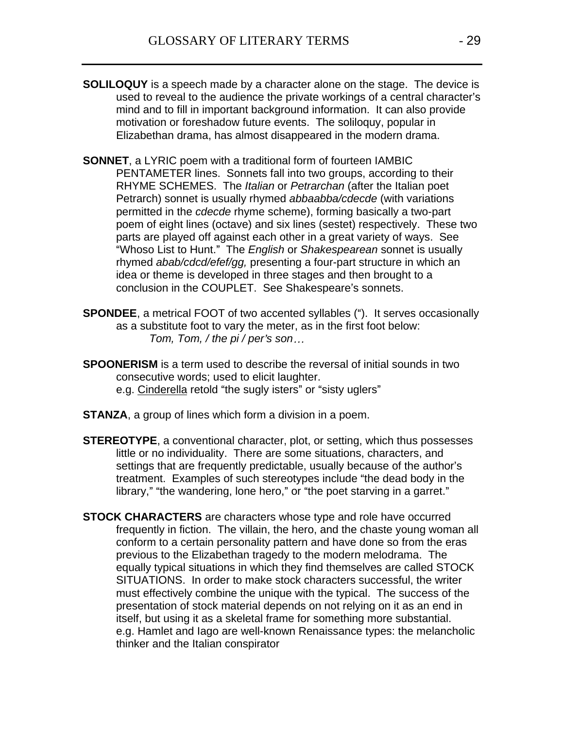**SOLILOQUY** is a speech made by a character alone on the stage. The device is used to reveal to the audience the private workings of a central character's mind and to fill in important background information. It can also provide motivation or foreshadow future events. The soliloquy, popular in Elizabethan drama, has almost disappeared in the modern drama.

**SONNET**, a LYRIC poem with a traditional form of fourteen IAMBIC PENTAMETER lines. Sonnets fall into two groups, according to their RHYME SCHEMES. The *Italian* or *Petrarchan* (after the Italian poet Petrarch) sonnet is usually rhymed *abbaabba/cdecde* (with variations permitted in the *cdecde* rhyme scheme), forming basically a two-part poem of eight lines (octave) and six lines (sestet) respectively. These two parts are played off against each other in a great variety of ways. See "Whoso List to Hunt." The *English* or *Shakespearean* sonnet is usually rhymed *abab/cdcd/efef/gg,* presenting a four-part structure in which an idea or theme is developed in three stages and then brought to a conclusion in the COUPLET. See Shakespeare's sonnets.

**SPONDEE**, a metrical FOOT of two accented syllables ("). It serves occasionally as a substitute foot to vary the meter, as in the first foot below:

*Tom, Tom, / the pi / per's son…*

**SPOONERISM** is a term used to describe the reversal of initial sounds in two consecutive words; used to elicit laughter.
e.g. Cinderella retold "the sugly isters" or "sisty uglers"

**STANZA**, a group of lines which form a division in a poem.

**STEREOTYPE**, a conventional character, plot, or setting, which thus possesses little or no individuality. There are some situations, characters, and settings that are frequently predictable, usually because of the author's treatment. Examples of such stereotypes include "the dead body in the library," "the wandering, lone hero," or "the poet starving in a garret."

**STOCK CHARACTERS** are characters whose type and role have occurred frequently in fiction. The villain, the hero, and the chaste young woman all conform to a certain personality pattern and have done so from the eras previous to the Elizabethan tragedy to the modern melodrama. The equally typical situations in which they find themselves are called STOCK SITUATIONS. In order to make stock characters successful, the writer must effectively combine the unique with the typical. The success of the presentation of stock material depends on not relying on it as an end in itself, but using it as a skeletal frame for something more substantial.
e.g. Hamlet and Iago are well-known Renaissance types: the melancholic thinker and the Italian conspirator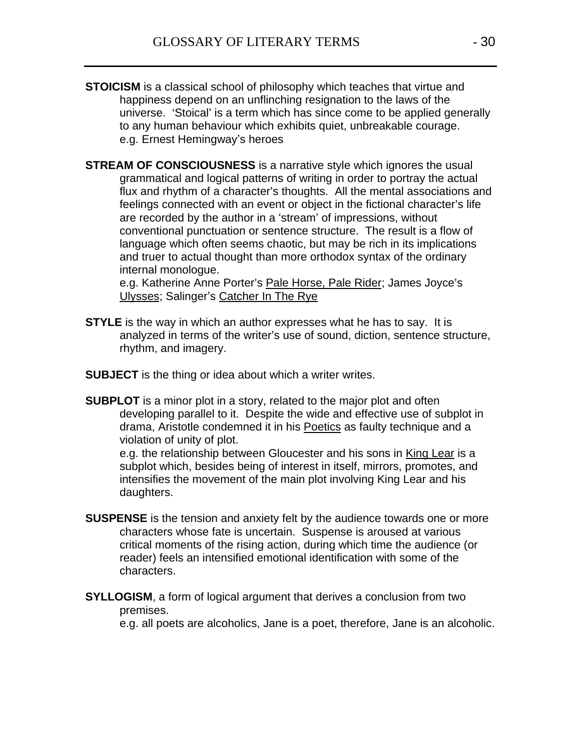**STOICISM** is a classical school of philosophy which teaches that virtue and happiness depend on an unflinching resignation to the laws of the universe. 'Stoical' is a term which has since come to be applied generally to any human behaviour which exhibits quiet, unbreakable courage.
e.g. Ernest Hemingway's heroes

**STREAM OF CONSCIOUSNESS** is a narrative style which ignores the usual grammatical and logical patterns of writing in order to portray the actual flux and rhythm of a character's thoughts. All the mental associations and feelings connected with an event or object in the fictional character's life are recorded by the author in a 'stream' of impressions, without conventional punctuation or sentence structure. The result is a flow of language which often seems chaotic, but may be rich in its implications and truer to actual thought than more orthodox syntax of the ordinary internal monologue.
e.g. Katherine Anne Porter's <u>Pale Horse, Pale Rider</u>; James Joyce's <u>Ulysses</u>; Salinger's <u>Catcher In The Rye</u>

**STYLE** is the way in which an author expresses what he has to say. It is analyzed in terms of the writer's use of sound, diction, sentence structure, rhythm, and imagery.

**SUBJECT** is the thing or idea about which a writer writes.

**SUBPLOT** is a minor plot in a story, related to the major plot and often developing parallel to it. Despite the wide and effective use of subplot in drama, Aristotle condemned it in his <u>Poetics</u> as faulty technique and a violation of unity of plot.
e.g. the relationship between Gloucester and his sons in <u>King Lear</u> is a subplot which, besides being of interest in itself, mirrors, promotes, and intensifies the movement of the main plot involving King Lear and his daughters.

**SUSPENSE** is the tension and anxiety felt by the audience towards one or more characters whose fate is uncertain. Suspense is aroused at various critical moments of the rising action, during which time the audience (or reader) feels an intensified emotional identification with some of the characters.

**SYLLOGISM**, a form of logical argument that derives a conclusion from two premises.
e.g. all poets are alcoholics, Jane is a poet, therefore, Jane is an alcoholic.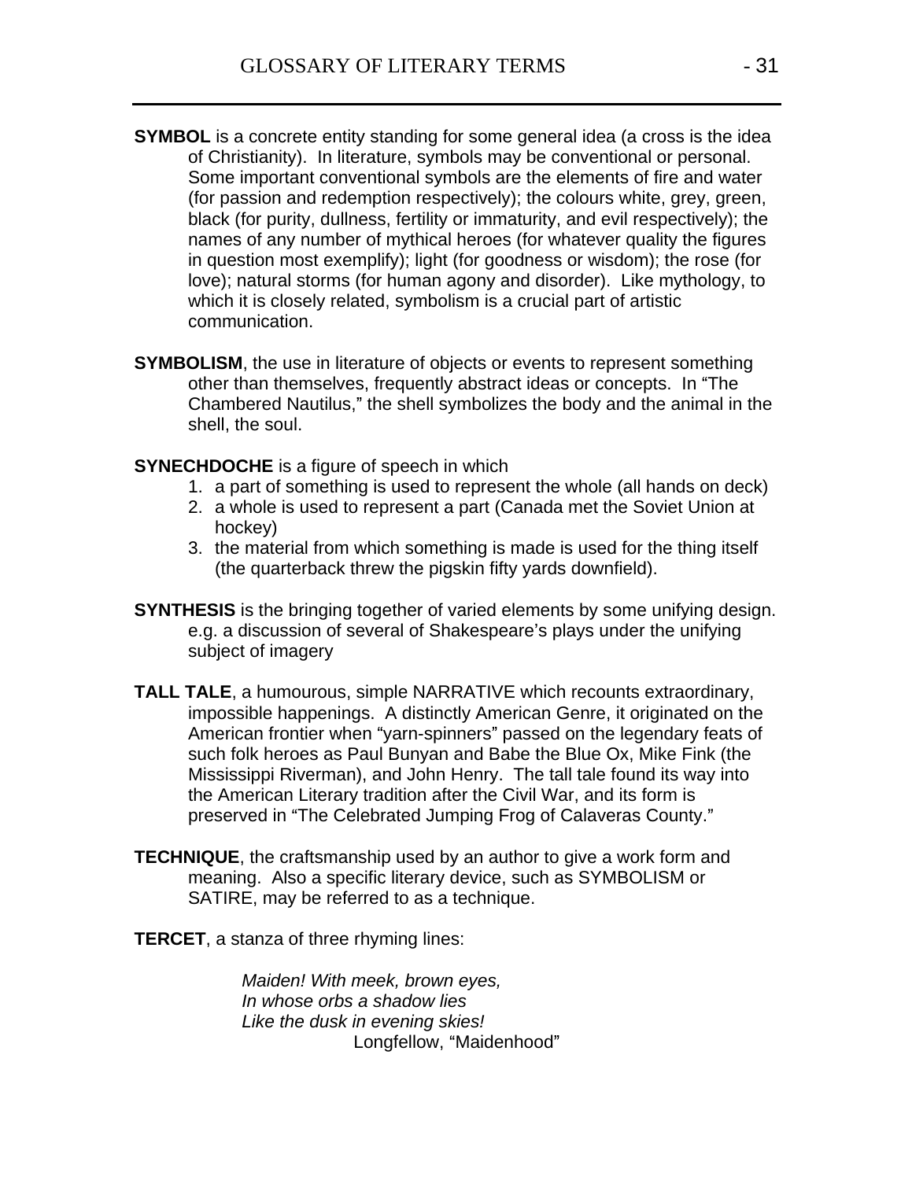**SYMBOL** is a concrete entity standing for some general idea (a cross is the idea of Christianity). In literature, symbols may be conventional or personal. Some important conventional symbols are the elements of fire and water (for passion and redemption respectively); the colours white, grey, green, black (for purity, dullness, fertility or immaturity, and evil respectively); the names of any number of mythical heroes (for whatever quality the figures in question most exemplify); light (for goodness or wisdom); the rose (for love); natural storms (for human agony and disorder). Like mythology, to which it is closely related, symbolism is a crucial part of artistic communication.

**SYMBOLISM**, the use in literature of objects or events to represent something other than themselves, frequently abstract ideas or concepts. In "The Chambered Nautilus," the shell symbolizes the body and the animal in the shell, the soul.

**SYNECHDOCHE** is a figure of speech in which

1. a part of something is used to represent the whole (all hands on deck)
2. a whole is used to represent a part (Canada met the Soviet Union at hockey)
3. the material from which something is made is used for the thing itself (the quarterback threw the pigskin fifty yards downfield).

**SYNTHESIS** is the bringing together of varied elements by some unifying design. e.g. a discussion of several of Shakespeare's plays under the unifying subject of imagery

**TALL TALE**, a humourous, simple NARRATIVE which recounts extraordinary, impossible happenings. A distinctly American Genre, it originated on the American frontier when "yarn-spinners" passed on the legendary feats of such folk heroes as Paul Bunyan and Babe the Blue Ox, Mike Fink (the Mississippi Riverman), and John Henry. The tall tale found its way into the American Literary tradition after the Civil War, and its form is preserved in "The Celebrated Jumping Frog of Calaveras County."

**TECHNIQUE**, the craftsmanship used by an author to give a work form and meaning. Also a specific literary device, such as SYMBOLISM or SATIRE, may be referred to as a technique.

**TERCET**, a stanza of three rhyming lines:

*Maiden! With meek, brown eyes,*
*In whose orbs a shadow lies*
*Like the dusk in evening skies!*
Longfellow, "Maidenhood"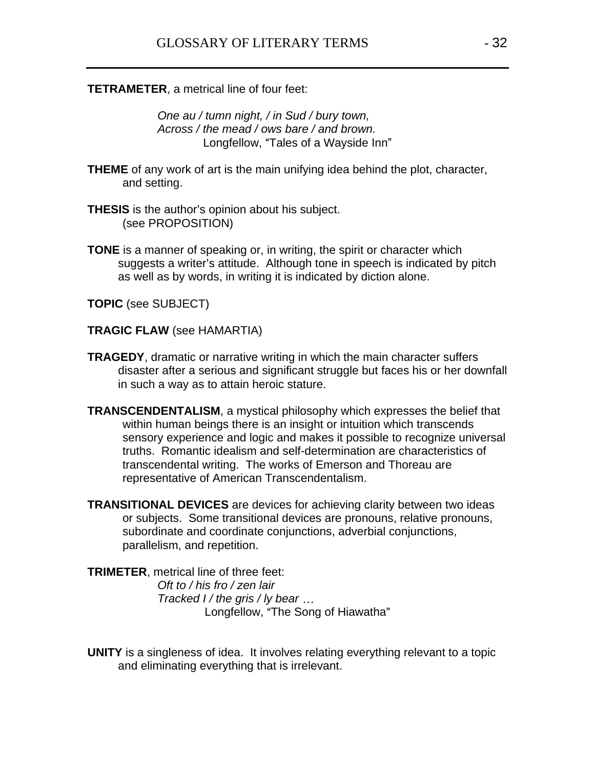**TETRAMETER**, a metrical line of four feet:

> *One au / tumn night, / in Sud / bury town,*
> *Across / the mead / ows bare / and brown.*
> Longfellow, "Tales of a Wayside Inn"

**THEME** of any work of art is the main unifying idea behind the plot, character, and setting.

**THESIS** is the author's opinion about his subject. (see PROPOSITION)

**TONE** is a manner of speaking or, in writing, the spirit or character which suggests a writer's attitude. Although tone in speech is indicated by pitch as well as by words, in writing it is indicated by diction alone.

**TOPIC** (see SUBJECT)

**TRAGIC FLAW** (see HAMARTIA)

**TRAGEDY**, dramatic or narrative writing in which the main character suffers disaster after a serious and significant struggle but faces his or her downfall in such a way as to attain heroic stature.

**TRANSCENDENTALISM**, a mystical philosophy which expresses the belief that within human beings there is an insight or intuition which transcends sensory experience and logic and makes it possible to recognize universal truths. Romantic idealism and self-determination are characteristics of transcendental writing. The works of Emerson and Thoreau are representative of American Transcendentalism.

**TRANSITIONAL DEVICES** are devices for achieving clarity between two ideas or subjects. Some transitional devices are pronouns, relative pronouns, subordinate and coordinate conjunctions, adverbial conjunctions, parallelism, and repetition.

**TRIMETER**, metrical line of three feet:

> *Oft to / his fro / zen lair*
> *Tracked I / the gris / ly bear …*
> Longfellow, "The Song of Hiawatha"

**UNITY** is a singleness of idea. It involves relating everything relevant to a topic and eliminating everything that is irrelevant.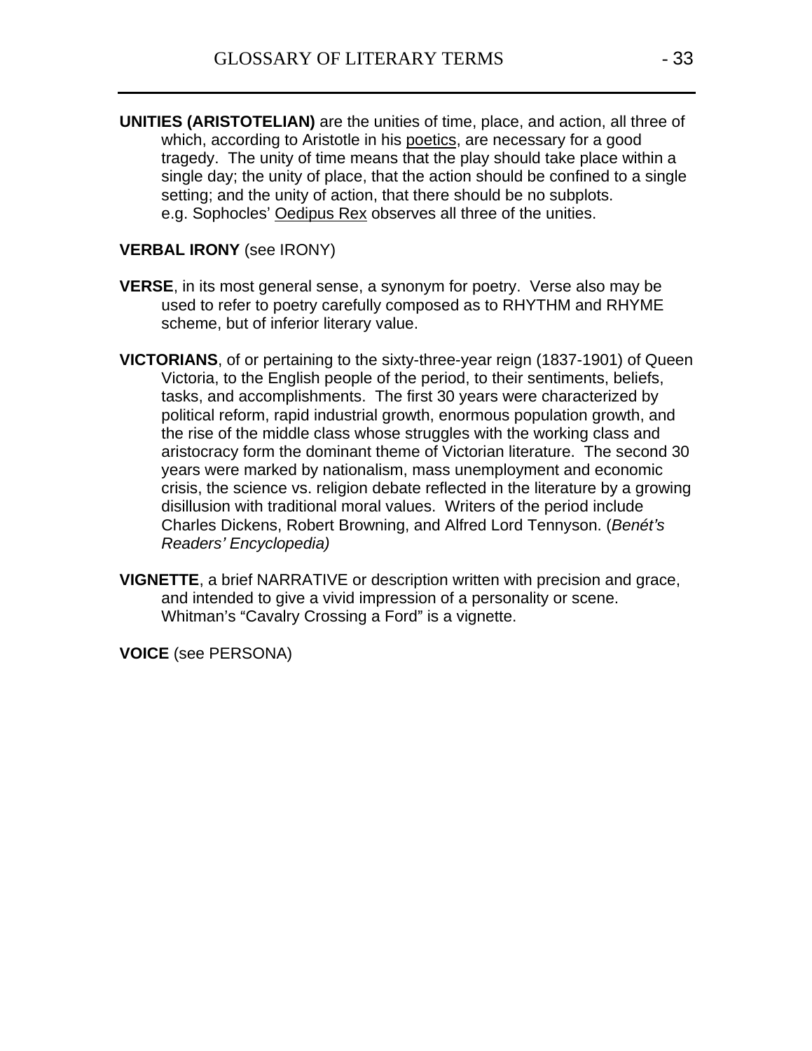**UNITIES (ARISTOTELIAN)** are the unities of time, place, and action, all three of which, according to Aristotle in his poetics, are necessary for a good tragedy. The unity of time means that the play should take place within a single day; the unity of place, that the action should be confined to a single setting; and the unity of action, that there should be no subplots. e.g. Sophocles' Oedipus Rex observes all three of the unities.

**VERBAL IRONY** (see IRONY)

**VERSE**, in its most general sense, a synonym for poetry. Verse also may be used to refer to poetry carefully composed as to RHYTHM and RHYME scheme, but of inferior literary value.

**VICTORIANS**, of or pertaining to the sixty-three-year reign (1837-1901) of Queen Victoria, to the English people of the period, to their sentiments, beliefs, tasks, and accomplishments. The first 30 years were characterized by political reform, rapid industrial growth, enormous population growth, and the rise of the middle class whose struggles with the working class and aristocracy form the dominant theme of Victorian literature. The second 30 years were marked by nationalism, mass unemployment and economic crisis, the science vs. religion debate reflected in the literature by a growing disillusion with traditional moral values. Writers of the period include Charles Dickens, Robert Browning, and Alfred Lord Tennyson. (*Benét's Readers' Encyclopedia)*

**VIGNETTE**, a brief NARRATIVE or description written with precision and grace, and intended to give a vivid impression of a personality or scene. Whitman's "Cavalry Crossing a Ford" is a vignette.

**VOICE** (see PERSONA)